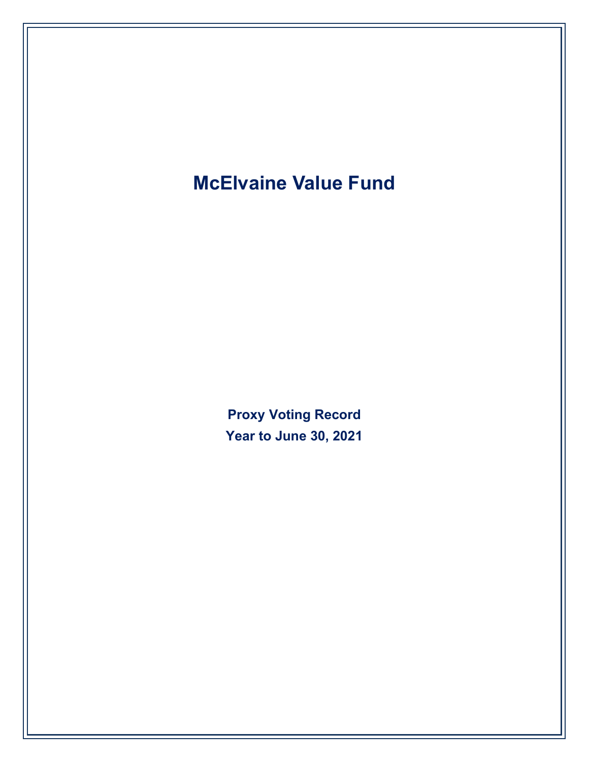# McElvaine Value Fund

**Proxy Voting Record**

**Year to June 30, 2021**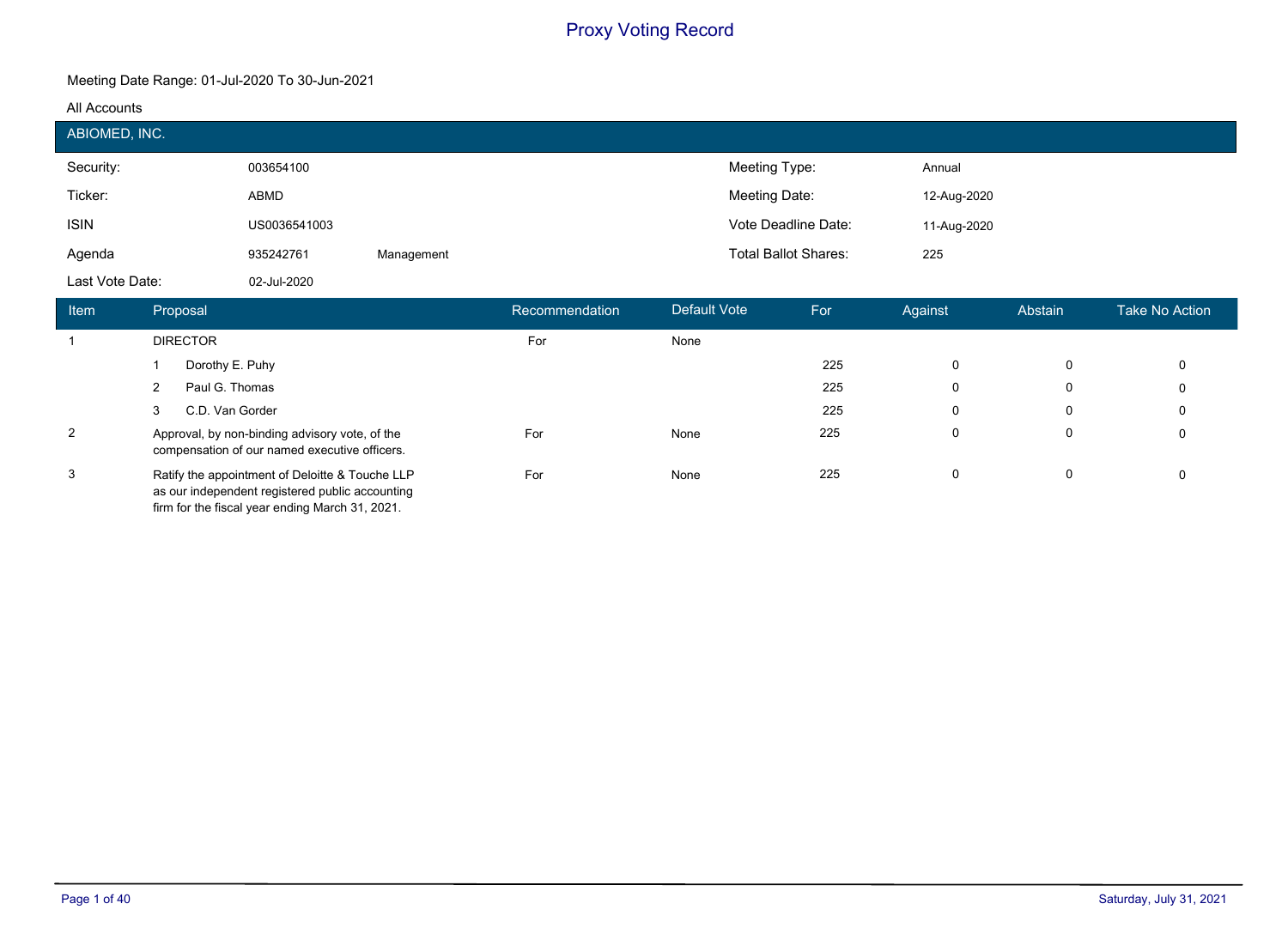# Proxy Voting Record

Meeting Date Range: 01-Jul-2020 To 30-Jun-2021

All Accounts

## ABIOMED, INC.

| | | | | |
|---|---|---|---|---|
| Security: | 003654100 | | Meeting Type: | Annual |
| Ticker: | ABMD | | Meeting Date: | 12-Aug-2020 |
| ISIN | US0036541003 | | Vote Deadline Date: | 11-Aug-2020 |
| Agenda | 935242761 | Management | Total Ballot Shares: | 225 |
| Last Vote Date: | 02-Jul-2020 | | | |

| Item | Proposal | Recommendation | Default Vote | For | Against | Abstain | Take No Action |
|---|---|---|---|---|---|---|---|
| 1 | DIRECTOR | For | None | | | | |
| | 1 Dorothy E. Puhy | | | 225 | 0 | 0 | 0 |
| | 2 Paul G. Thomas | | | 225 | 0 | 0 | 0 |
| | 3 C.D. Van Gorder | | | 225 | 0 | 0 | 0 |
| 2 | Approval, by non-binding advisory vote, of the compensation of our named executive officers. | For | None | 225 | 0 | 0 | 0 |
| 3 | Ratify the appointment of Deloitte & Touche LLP as our independent registered public accounting firm for the fiscal year ending March 31, 2021. | For | None | 225 | 0 | 0 | 0 |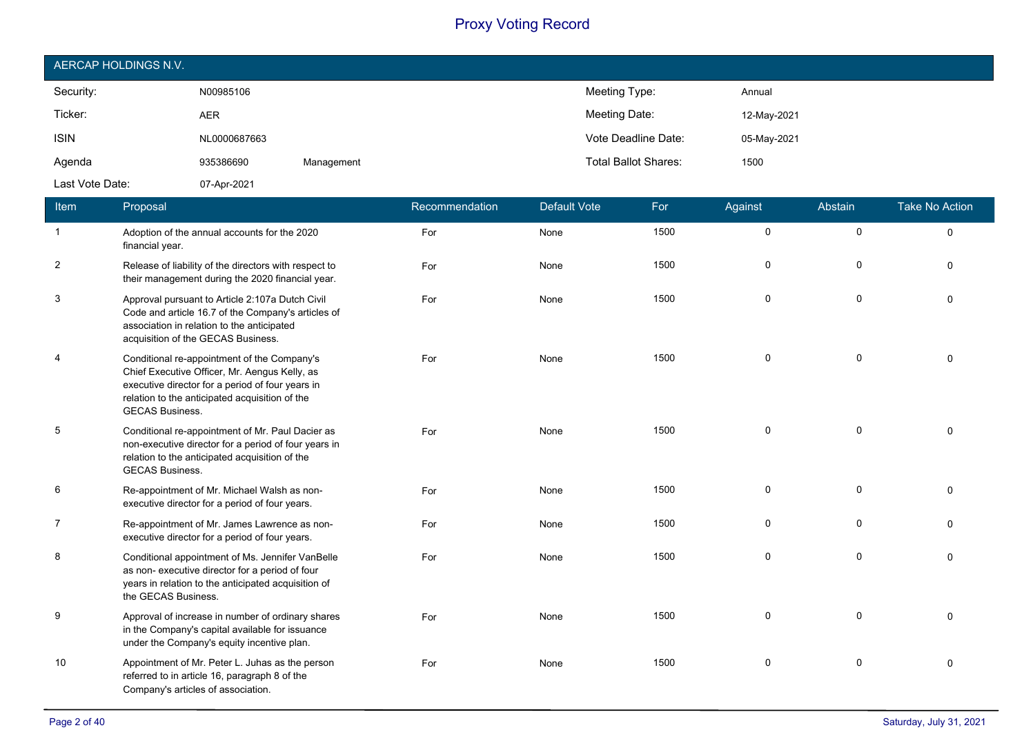# Proxy Voting Record

## AERCAP HOLDINGS N.V.

| | | | | |
|---|---|---|---|---|
| Security: | N00985106 | | Meeting Type: | Annual |
| Ticker: | AER | | Meeting Date: | 12-May-2021 |
| ISIN | NL0000687663 | | Vote Deadline Date: | 05-May-2021 |
| Agenda | 935386690 | Management | Total Ballot Shares: | 1500 |
| Last Vote Date: | 07-Apr-2021 | | | |

| Item | Proposal | Recommendation | Default Vote | For | Against | Abstain | Take No Action |
|---|---|---|---|---|---|---|---|
| 1 | Adoption of the annual accounts for the 2020 financial year. | For | None | 1500 | 0 | 0 | 0 |
| 2 | Release of liability of the directors with respect to their management during the 2020 financial year. | For | None | 1500 | 0 | 0 | 0 |
| 3 | Approval pursuant to Article 2:107a Dutch Civil Code and article 16.7 of the Company's articles of association in relation to the anticipated acquisition of the GECAS Business. | For | None | 1500 | 0 | 0 | 0 |
| 4 | Conditional re-appointment of the Company's Chief Executive Officer, Mr. Aengus Kelly, as executive director for a period of four years in relation to the anticipated acquisition of the GECAS Business. | For | None | 1500 | 0 | 0 | 0 |
| 5 | Conditional re-appointment of Mr. Paul Dacier as non-executive director for a period of four years in relation to the anticipated acquisition of the GECAS Business. | For | None | 1500 | 0 | 0 | 0 |
| 6 | Re-appointment of Mr. Michael Walsh as non-executive director for a period of four years. | For | None | 1500 | 0 | 0 | 0 |
| 7 | Re-appointment of Mr. James Lawrence as non-executive director for a period of four years. | For | None | 1500 | 0 | 0 | 0 |
| 8 | Conditional appointment of Ms. Jennifer VanBelle as non- executive director for a period of four years in relation to the anticipated acquisition of the GECAS Business. | For | None | 1500 | 0 | 0 | 0 |
| 9 | Approval of increase in number of ordinary shares in the Company's capital available for issuance under the Company's equity incentive plan. | For | None | 1500 | 0 | 0 | 0 |
| 10 | Appointment of Mr. Peter L. Juhas as the person referred to in article 16, paragraph 8 of the Company's articles of association. | For | None | 1500 | 0 | 0 | 0 |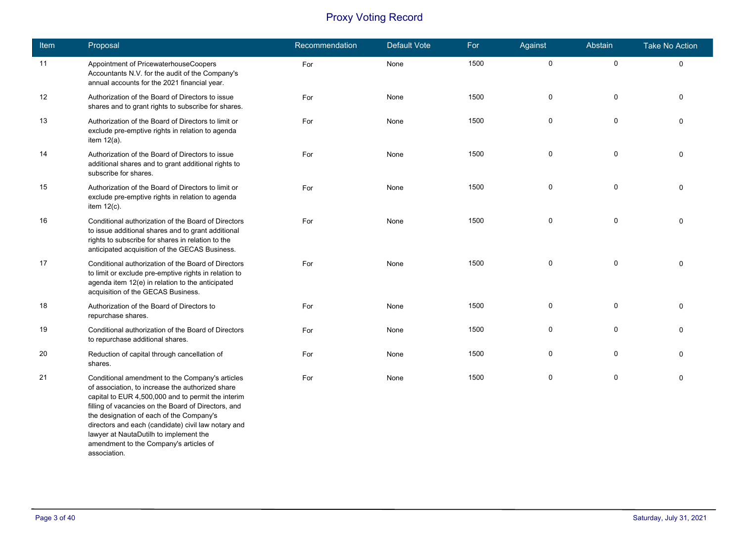# Proxy Voting Record

| Item | Proposal | Recommendation | Default Vote | For | Against | Abstain | Take No Action |
|---|---|---|---|---|---|---|---|
| 11 | Appointment of PricewaterhouseCoopers Accountants N.V. for the audit of the Company's annual accounts for the 2021 financial year. | For | None | 1500 | 0 | 0 | 0 |
| 12 | Authorization of the Board of Directors to issue shares and to grant rights to subscribe for shares. | For | None | 1500 | 0 | 0 | 0 |
| 13 | Authorization of the Board of Directors to limit or exclude pre-emptive rights in relation to agenda item 12(a). | For | None | 1500 | 0 | 0 | 0 |
| 14 | Authorization of the Board of Directors to issue additional shares and to grant additional rights to subscribe for shares. | For | None | 1500 | 0 | 0 | 0 |
| 15 | Authorization of the Board of Directors to limit or exclude pre-emptive rights in relation to agenda item 12(c). | For | None | 1500 | 0 | 0 | 0 |
| 16 | Conditional authorization of the Board of Directors to issue additional shares and to grant additional rights to subscribe for shares in relation to the anticipated acquisition of the GECAS Business. | For | None | 1500 | 0 | 0 | 0 |
| 17 | Conditional authorization of the Board of Directors to limit or exclude pre-emptive rights in relation to agenda item 12(e) in relation to the anticipated acquisition of the GECAS Business. | For | None | 1500 | 0 | 0 | 0 |
| 18 | Authorization of the Board of Directors to repurchase shares. | For | None | 1500 | 0 | 0 | 0 |
| 19 | Conditional authorization of the Board of Directors to repurchase additional shares. | For | None | 1500 | 0 | 0 | 0 |
| 20 | Reduction of capital through cancellation of shares. | For | None | 1500 | 0 | 0 | 0 |
| 21 | Conditional amendment to the Company's articles of association, to increase the authorized share capital to EUR 4,500,000 and to permit the interim filling of vacancies on the Board of Directors, and the designation of each of the Company's directors and each (candidate) civil law notary and lawyer at NautaDutilh to implement the amendment to the Company's articles of association. | For | None | 1500 | 0 | 0 | 0 |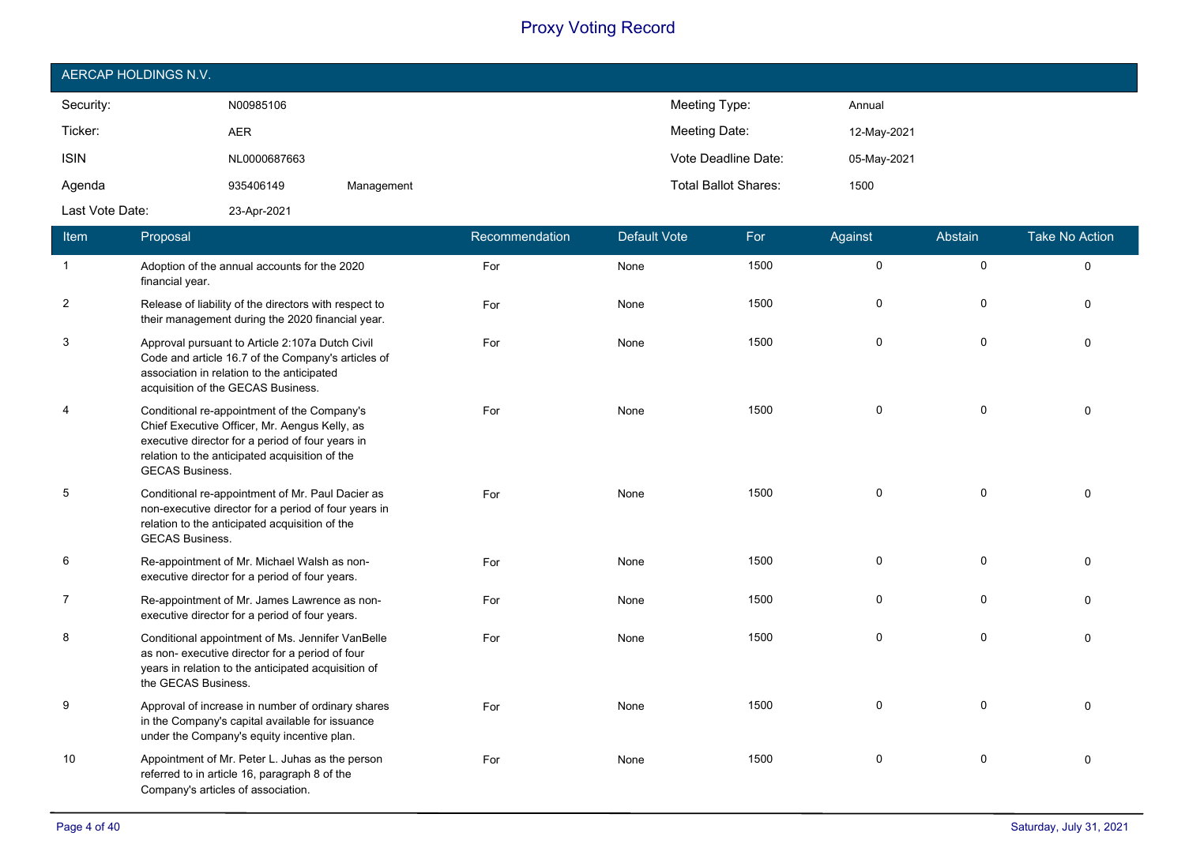# Proxy Voting Record

## AERCAP HOLDINGS N.V.

| | | | | |
|---|---|---|---|---|
| Security: | N00985106 | | Meeting Type: | Annual |
| Ticker: | AER | | Meeting Date: | 12-May-2021 |
| ISIN | NL0000687663 | | Vote Deadline Date: | 05-May-2021 |
| Agenda | 935406149 | Management | Total Ballot Shares: | 1500 |
| Last Vote Date: | 23-Apr-2021 | | | |

| Item | Proposal | Recommendation | Default Vote | For | Against | Abstain | Take No Action |
|---|---|---|---|---|---|---|---|
| 1 | Adoption of the annual accounts for the 2020 financial year. | For | None | 1500 | 0 | 0 | 0 |
| 2 | Release of liability of the directors with respect to their management during the 2020 financial year. | For | None | 1500 | 0 | 0 | 0 |
| 3 | Approval pursuant to Article 2:107a Dutch Civil Code and article 16.7 of the Company's articles of association in relation to the anticipated acquisition of the GECAS Business. | For | None | 1500 | 0 | 0 | 0 |
| 4 | Conditional re-appointment of the Company's Chief Executive Officer, Mr. Aengus Kelly, as executive director for a period of four years in relation to the anticipated acquisition of the GECAS Business. | For | None | 1500 | 0 | 0 | 0 |
| 5 | Conditional re-appointment of Mr. Paul Dacier as non-executive director for a period of four years in relation to the anticipated acquisition of the GECAS Business. | For | None | 1500 | 0 | 0 | 0 |
| 6 | Re-appointment of Mr. Michael Walsh as non-executive director for a period of four years. | For | None | 1500 | 0 | 0 | 0 |
| 7 | Re-appointment of Mr. James Lawrence as non-executive director for a period of four years. | For | None | 1500 | 0 | 0 | 0 |
| 8 | Conditional appointment of Ms. Jennifer VanBelle as non- executive director for a period of four years in relation to the anticipated acquisition of the GECAS Business. | For | None | 1500 | 0 | 0 | 0 |
| 9 | Approval of increase in number of ordinary shares in the Company's capital available for issuance under the Company's equity incentive plan. | For | None | 1500 | 0 | 0 | 0 |
| 10 | Appointment of Mr. Peter L. Juhas as the person referred to in article 16, paragraph 8 of the Company's articles of association. | For | None | 1500 | 0 | 0 | 0 |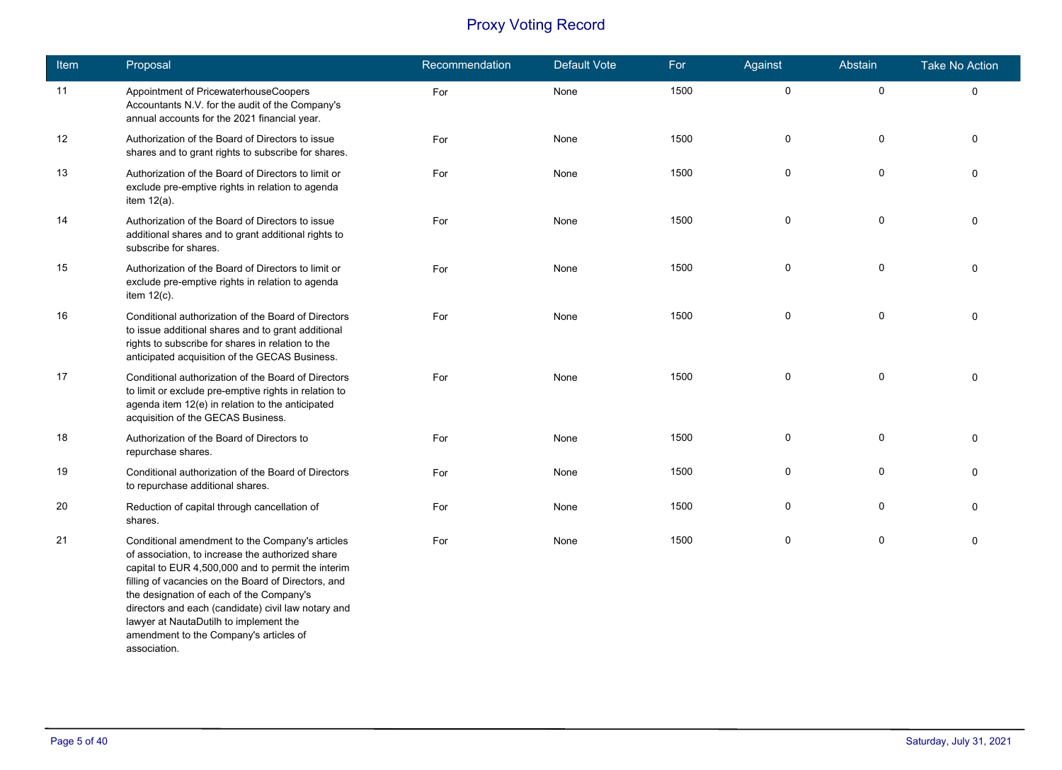# Proxy Voting Record

| Item | Proposal | Recommendation | Default Vote | For | Against | Abstain | Take No Action |
|---|---|---|---|---|---|---|---|
| 11 | Appointment of PricewaterhouseCoopers Accountants N.V. for the audit of the Company's annual accounts for the 2021 financial year. | For | None | 1500 | 0 | 0 | 0 |
| 12 | Authorization of the Board of Directors to issue shares and to grant rights to subscribe for shares. | For | None | 1500 | 0 | 0 | 0 |
| 13 | Authorization of the Board of Directors to limit or exclude pre-emptive rights in relation to agenda item 12(a). | For | None | 1500 | 0 | 0 | 0 |
| 14 | Authorization of the Board of Directors to issue additional shares and to grant additional rights to subscribe for shares. | For | None | 1500 | 0 | 0 | 0 |
| 15 | Authorization of the Board of Directors to limit or exclude pre-emptive rights in relation to agenda item 12(c). | For | None | 1500 | 0 | 0 | 0 |
| 16 | Conditional authorization of the Board of Directors to issue additional shares and to grant additional rights to subscribe for shares in relation to the anticipated acquisition of the GECAS Business. | For | None | 1500 | 0 | 0 | 0 |
| 17 | Conditional authorization of the Board of Directors to limit or exclude pre-emptive rights in relation to agenda item 12(e) in relation to the anticipated acquisition of the GECAS Business. | For | None | 1500 | 0 | 0 | 0 |
| 18 | Authorization of the Board of Directors to repurchase shares. | For | None | 1500 | 0 | 0 | 0 |
| 19 | Conditional authorization of the Board of Directors to repurchase additional shares. | For | None | 1500 | 0 | 0 | 0 |
| 20 | Reduction of capital through cancellation of shares. | For | None | 1500 | 0 | 0 | 0 |
| 21 | Conditional amendment to the Company's articles of association, to increase the authorized share capital to EUR 4,500,000 and to permit the interim filling of vacancies on the Board of Directors, and the designation of each of the Company's directors and each (candidate) civil law notary and lawyer at NautaDutilh to implement the amendment to the Company's articles of association. | For | None | 1500 | 0 | 0 | 0 |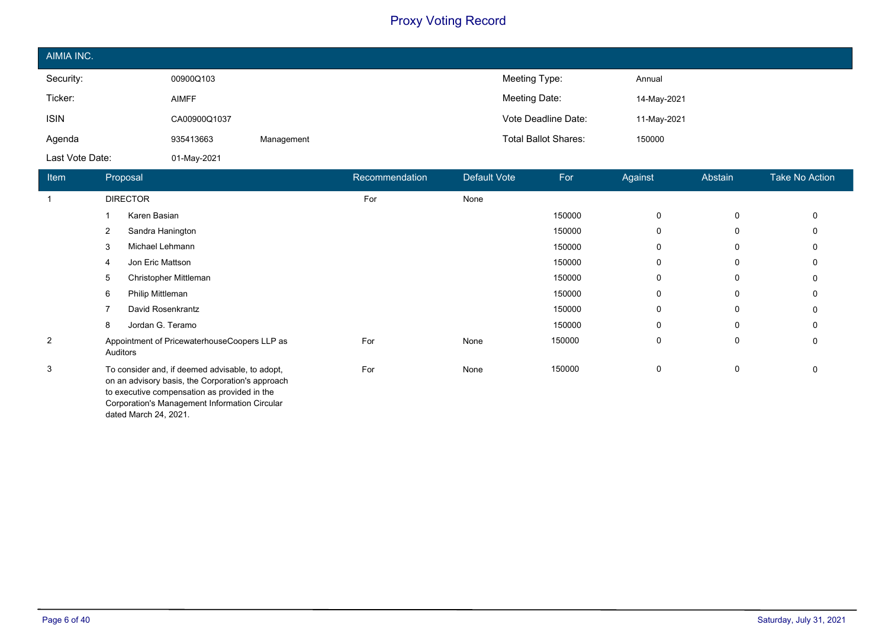# Proxy Voting Record

## AIMIA INC.

| | | | | |
|---|---|---|---|---|
| Security: | 00900Q103 | | Meeting Type: | Annual |
| Ticker: | AIMFF | | Meeting Date: | 14-May-2021 |
| ISIN | CA00900Q1037 | | Vote Deadline Date: | 11-May-2021 |
| Agenda | 935413663 | Management | Total Ballot Shares: | 150000 |
| Last Vote Date: | 01-May-2021 | | | |

| Item | Proposal | Recommendation | Default Vote | For | Against | Abstain | Take No Action |
|---|---|---|---|---|---|---|---|
| 1 | DIRECTOR | For | None | | | | |
| | 1 Karen Basian | | | 150000 | 0 | 0 | 0 |
| | 2 Sandra Hanington | | | 150000 | 0 | 0 | 0 |
| | 3 Michael Lehmann | | | 150000 | 0 | 0 | 0 |
| | 4 Jon Eric Mattson | | | 150000 | 0 | 0 | 0 |
| | 5 Christopher Mittleman | | | 150000 | 0 | 0 | 0 |
| | 6 Philip Mittleman | | | 150000 | 0 | 0 | 0 |
| | 7 David Rosenkrantz | | | 150000 | 0 | 0 | 0 |
| | 8 Jordan G. Teramo | | | 150000 | 0 | 0 | 0 |
| 2 | Appointment of PricewaterhouseCoopers LLP as Auditors | For | None | 150000 | 0 | 0 | 0 |
| 3 | To consider and, if deemed advisable, to adopt, on an advisory basis, the Corporation's approach to executive compensation as provided in the Corporation's Management Information Circular dated March 24, 2021. | For | None | 150000 | 0 | 0 | 0 |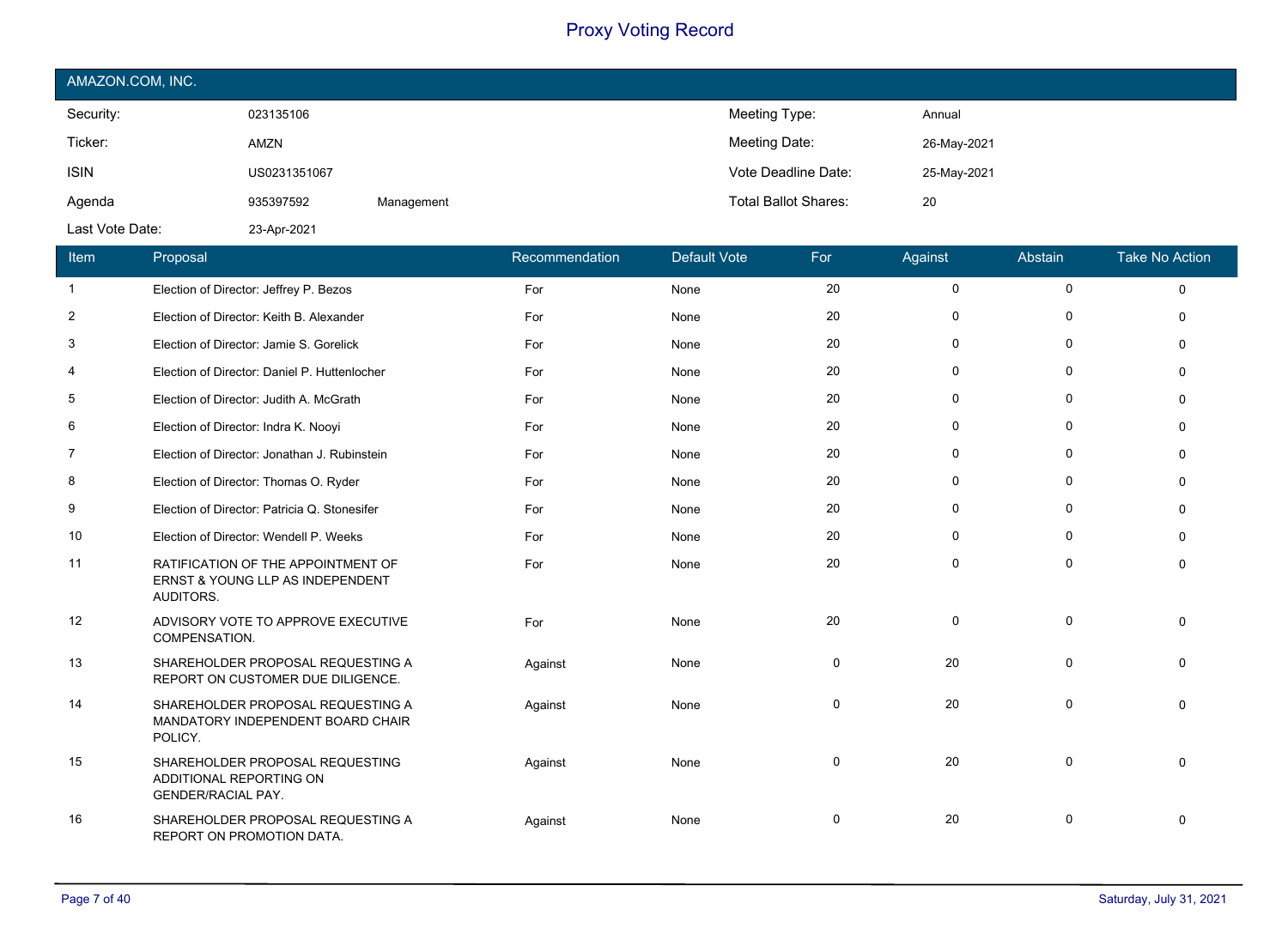# Proxy Voting Record

## AMAZON.COM, INC.

| | | | |
|---|---|---|---|
| Security: | 023135106 | Meeting Type: | Annual |
| Ticker: | AMZN | Meeting Date: | 26-May-2021 |
| ISIN | US0231351067 | Vote Deadline Date: | 25-May-2021 |
| Agenda | 935397592 Management | Total Ballot Shares: | 20 |
| Last Vote Date: | 23-Apr-2021 | | |

| Item | Proposal | Recommendation | Default Vote | For | Against | Abstain | Take No Action |
|---|---|---|---|---|---|---|---|
| 1 | Election of Director: Jeffrey P. Bezos | For | None | 20 | 0 | 0 | 0 |
| 2 | Election of Director: Keith B. Alexander | For | None | 20 | 0 | 0 | 0 |
| 3 | Election of Director: Jamie S. Gorelick | For | None | 20 | 0 | 0 | 0 |
| 4 | Election of Director: Daniel P. Huttenlocher | For | None | 20 | 0 | 0 | 0 |
| 5 | Election of Director: Judith A. McGrath | For | None | 20 | 0 | 0 | 0 |
| 6 | Election of Director: Indra K. Nooyi | For | None | 20 | 0 | 0 | 0 |
| 7 | Election of Director: Jonathan J. Rubinstein | For | None | 20 | 0 | 0 | 0 |
| 8 | Election of Director: Thomas O. Ryder | For | None | 20 | 0 | 0 | 0 |
| 9 | Election of Director: Patricia Q. Stonesifer | For | None | 20 | 0 | 0 | 0 |
| 10 | Election of Director: Wendell P. Weeks | For | None | 20 | 0 | 0 | 0 |
| 11 | RATIFICATION OF THE APPOINTMENT OF ERNST & YOUNG LLP AS INDEPENDENT AUDITORS. | For | None | 20 | 0 | 0 | 0 |
| 12 | ADVISORY VOTE TO APPROVE EXECUTIVE COMPENSATION. | For | None | 20 | 0 | 0 | 0 |
| 13 | SHAREHOLDER PROPOSAL REQUESTING A REPORT ON CUSTOMER DUE DILIGENCE. | Against | None | 0 | 20 | 0 | 0 |
| 14 | SHAREHOLDER PROPOSAL REQUESTING A MANDATORY INDEPENDENT BOARD CHAIR POLICY. | Against | None | 0 | 20 | 0 | 0 |
| 15 | SHAREHOLDER PROPOSAL REQUESTING ADDITIONAL REPORTING ON GENDER/RACIAL PAY. | Against | None | 0 | 20 | 0 | 0 |
| 16 | SHAREHOLDER PROPOSAL REQUESTING A REPORT ON PROMOTION DATA. | Against | None | 0 | 20 | 0 | 0 |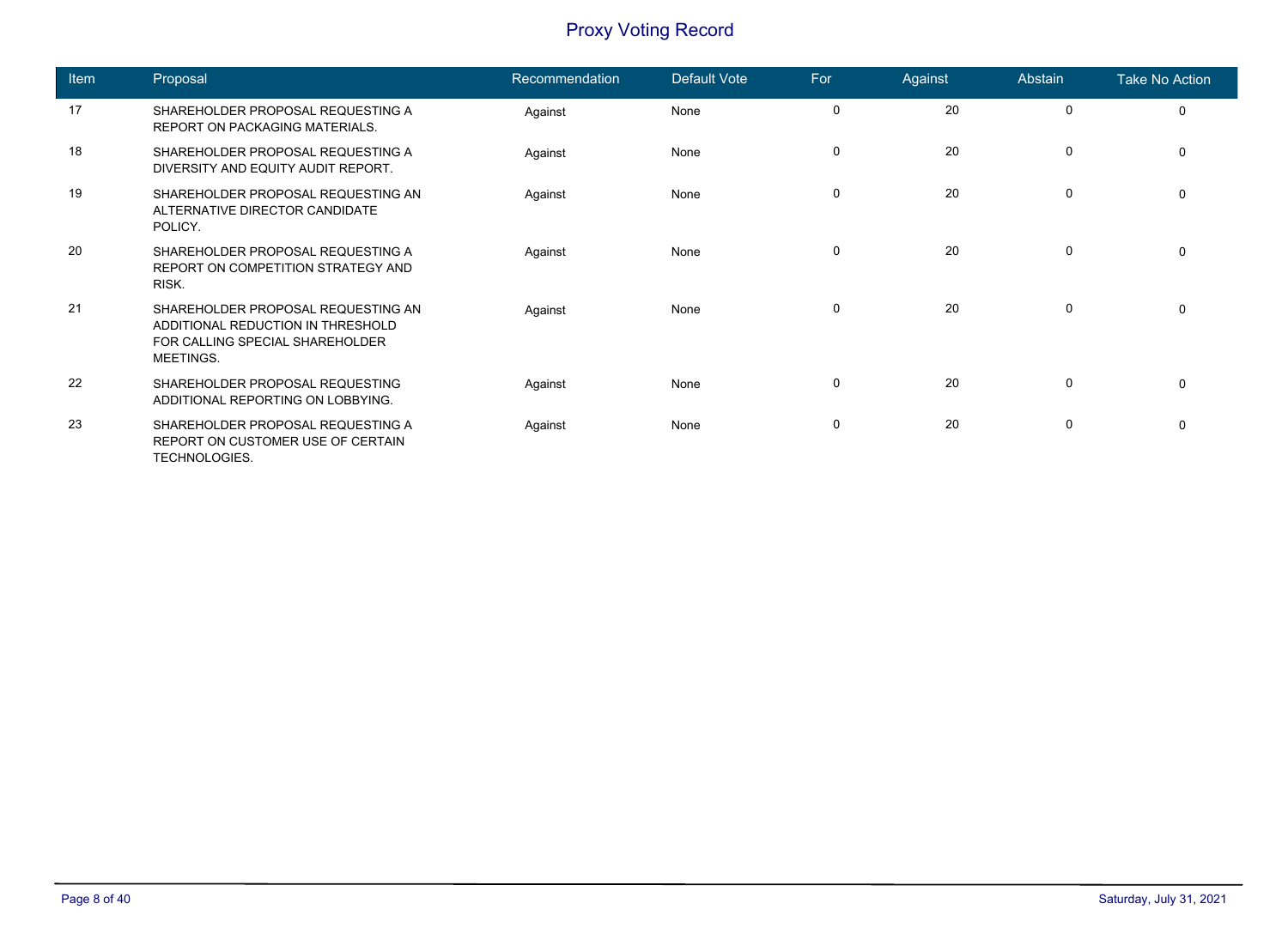# Proxy Voting Record

| Item | Proposal | Recommendation | Default Vote | For | Against | Abstain | Take No Action |
|---|---|---|---|---|---|---|---|
| 17 | SHAREHOLDER PROPOSAL REQUESTING A REPORT ON PACKAGING MATERIALS. | Against | None | 0 | 20 | 0 | 0 |
| 18 | SHAREHOLDER PROPOSAL REQUESTING A DIVERSITY AND EQUITY AUDIT REPORT. | Against | None | 0 | 20 | 0 | 0 |
| 19 | SHAREHOLDER PROPOSAL REQUESTING AN ALTERNATIVE DIRECTOR CANDIDATE POLICY. | Against | None | 0 | 20 | 0 | 0 |
| 20 | SHAREHOLDER PROPOSAL REQUESTING A REPORT ON COMPETITION STRATEGY AND RISK. | Against | None | 0 | 20 | 0 | 0 |
| 21 | SHAREHOLDER PROPOSAL REQUESTING AN ADDITIONAL REDUCTION IN THRESHOLD FOR CALLING SPECIAL SHAREHOLDER MEETINGS. | Against | None | 0 | 20 | 0 | 0 |
| 22 | SHAREHOLDER PROPOSAL REQUESTING ADDITIONAL REPORTING ON LOBBYING. | Against | None | 0 | 20 | 0 | 0 |
| 23 | SHAREHOLDER PROPOSAL REQUESTING A REPORT ON CUSTOMER USE OF CERTAIN TECHNOLOGIES. | Against | None | 0 | 20 | 0 | 0 |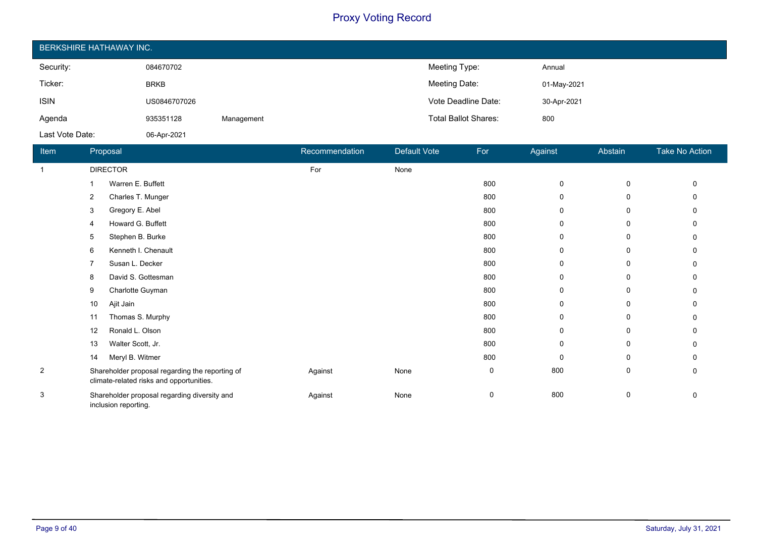# Proxy Voting Record

## BERKSHIRE HATHAWAY INC.

| | | | | |
|---|---|---|---|---|
| Security: | 084670702 | | Meeting Type: | Annual |
| Ticker: | BRKB | | Meeting Date: | 01-May-2021 |
| ISIN | US0846707026 | | Vote Deadline Date: | 30-Apr-2021 |
| Agenda | 935351128 | Management | Total Ballot Shares: | 800 |
| Last Vote Date: | 06-Apr-2021 | | | |

| Item | Proposal | Recommendation | Default Vote | For | Against | Abstain | Take No Action |
|---|---|---|---|---|---|---|---|
| 1 | DIRECTOR | For | None | | | | |
| | 1 Warren E. Buffett | | | 800 | 0 | 0 | 0 |
| | 2 Charles T. Munger | | | 800 | 0 | 0 | 0 |
| | 3 Gregory E. Abel | | | 800 | 0 | 0 | 0 |
| | 4 Howard G. Buffett | | | 800 | 0 | 0 | 0 |
| | 5 Stephen B. Burke | | | 800 | 0 | 0 | 0 |
| | 6 Kenneth I. Chenault | | | 800 | 0 | 0 | 0 |
| | 7 Susan L. Decker | | | 800 | 0 | 0 | 0 |
| | 8 David S. Gottesman | | | 800 | 0 | 0 | 0 |
| | 9 Charlotte Guyman | | | 800 | 0 | 0 | 0 |
| | 10 Ajit Jain | | | 800 | 0 | 0 | 0 |
| | 11 Thomas S. Murphy | | | 800 | 0 | 0 | 0 |
| | 12 Ronald L. Olson | | | 800 | 0 | 0 | 0 |
| | 13 Walter Scott, Jr. | | | 800 | 0 | 0 | 0 |
| | 14 Meryl B. Witmer | | | 800 | 0 | 0 | 0 |
| 2 | Shareholder proposal regarding the reporting of climate-related risks and opportunities. | Against | None | 0 | 800 | 0 | 0 |
| 3 | Shareholder proposal regarding diversity and inclusion reporting. | Against | None | 0 | 800 | 0 | 0 |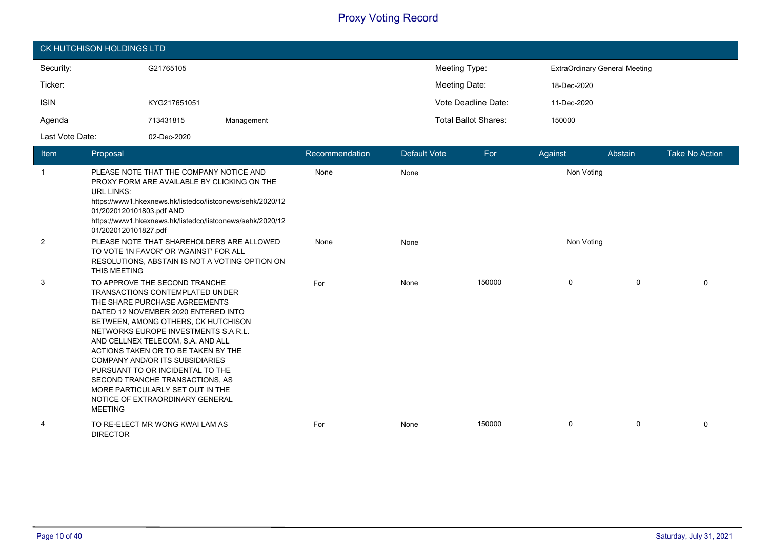# Proxy Voting Record

## CK HUTCHISON HOLDINGS LTD

| | | | | |
|---|---|---|---|---|
| Security: | G21765105 | | Meeting Type: | ExtraOrdinary General Meeting |
| Ticker: | | | Meeting Date: | 18-Dec-2020 |
| ISIN | KYG217651051 | | Vote Deadline Date: | 11-Dec-2020 |
| Agenda | 713431815 | Management | Total Ballot Shares: | 150000 |
| Last Vote Date: | 02-Dec-2020 | | | |

| Item | Proposal | Recommendation | Default Vote | For | Against | Abstain | Take No Action |
|---|---|---|---|---|---|---|---|
| 1 | PLEASE NOTE THAT THE COMPANY NOTICE AND PROXY FORM ARE AVAILABLE BY CLICKING ON THE URL LINKS: https://www1.hkexnews.hk/listedco/listconews/sehk/2020/1201/2020120101803.pdf AND https://www1.hkexnews.hk/listedco/listconews/sehk/2020/1201/2020120101827.pdf | None | None | | Non Voting | | |
| 2 | PLEASE NOTE THAT SHAREHOLDERS ARE ALLOWED TO VOTE 'IN FAVOR' OR 'AGAINST' FOR ALL RESOLUTIONS, ABSTAIN IS NOT A VOTING OPTION ON THIS MEETING | None | None | | Non Voting | | |
| 3 | TO APPROVE THE SECOND TRANCHE TRANSACTIONS CONTEMPLATED UNDER THE SHARE PURCHASE AGREEMENTS DATED 12 NOVEMBER 2020 ENTERED INTO BETWEEN, AMONG OTHERS, CK HUTCHISON NETWORKS EUROPE INVESTMENTS S.A R.L. AND CELLNEX TELECOM, S.A. AND ALL ACTIONS TAKEN OR TO BE TAKEN BY THE COMPANY AND/OR ITS SUBSIDIARIES PURSUANT TO OR INCIDENTAL TO THE SECOND TRANCHE TRANSACTIONS, AS MORE PARTICULARLY SET OUT IN THE NOTICE OF EXTRAORDINARY GENERAL MEETING | For | None | 150000 | 0 | 0 | 0 |
| 4 | TO RE-ELECT MR WONG KWAI LAM AS DIRECTOR | For | None | 150000 | 0 | 0 | 0 |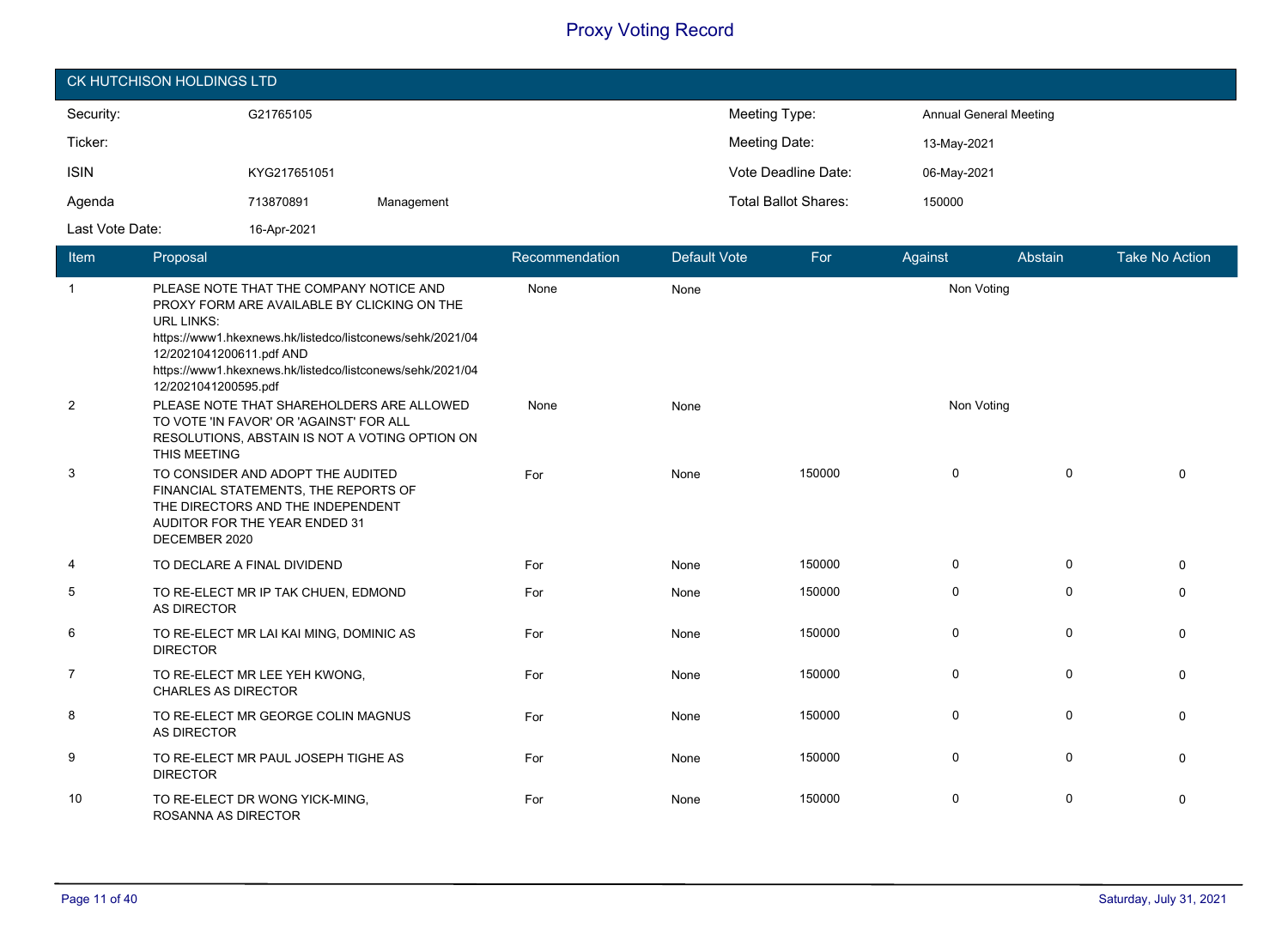# Proxy Voting Record

## CK HUTCHISON HOLDINGS LTD

| | | | | |
|---|---|---|---|---|
| Security: | G21765105 | | Meeting Type: | Annual General Meeting |
| Ticker: | | | Meeting Date: | 13-May-2021 |
| ISIN | KYG217651051 | | Vote Deadline Date: | 06-May-2021 |
| Agenda | 713870891 | Management | Total Ballot Shares: | 150000 |
| Last Vote Date: | 16-Apr-2021 | | | |

| Item | Proposal | Recommendation | Default Vote | For | Against | Abstain | Take No Action |
|---|---|---|---|---|---|---|---|
| 1 | PLEASE NOTE THAT THE COMPANY NOTICE AND PROXY FORM ARE AVAILABLE BY CLICKING ON THE URL LINKS: https://www1.hkexnews.hk/listedco/listconews/sehk/2021/0412/2021041200611.pdf AND https://www1.hkexnews.hk/listedco/listconews/sehk/2021/0412/2021041200595.pdf | None | None | | Non Voting | | |
| 2 | PLEASE NOTE THAT SHAREHOLDERS ARE ALLOWED TO VOTE 'IN FAVOR' OR 'AGAINST' FOR ALL RESOLUTIONS, ABSTAIN IS NOT A VOTING OPTION ON THIS MEETING | None | None | | Non Voting | | |
| 3 | TO CONSIDER AND ADOPT THE AUDITED FINANCIAL STATEMENTS, THE REPORTS OF THE DIRECTORS AND THE INDEPENDENT AUDITOR FOR THE YEAR ENDED 31 DECEMBER 2020 | For | None | 150000 | 0 | 0 | 0 |
| 4 | TO DECLARE A FINAL DIVIDEND | For | None | 150000 | 0 | 0 | 0 |
| 5 | TO RE-ELECT MR IP TAK CHUEN, EDMOND AS DIRECTOR | For | None | 150000 | 0 | 0 | 0 |
| 6 | TO RE-ELECT MR LAI KAI MING, DOMINIC AS DIRECTOR | For | None | 150000 | 0 | 0 | 0 |
| 7 | TO RE-ELECT MR LEE YEH KWONG, CHARLES AS DIRECTOR | For | None | 150000 | 0 | 0 | 0 |
| 8 | TO RE-ELECT MR GEORGE COLIN MAGNUS AS DIRECTOR | For | None | 150000 | 0 | 0 | 0 |
| 9 | TO RE-ELECT MR PAUL JOSEPH TIGHE AS DIRECTOR | For | None | 150000 | 0 | 0 | 0 |
| 10 | TO RE-ELECT DR WONG YICK-MING, ROSANNA AS DIRECTOR | For | None | 150000 | 0 | 0 | 0 |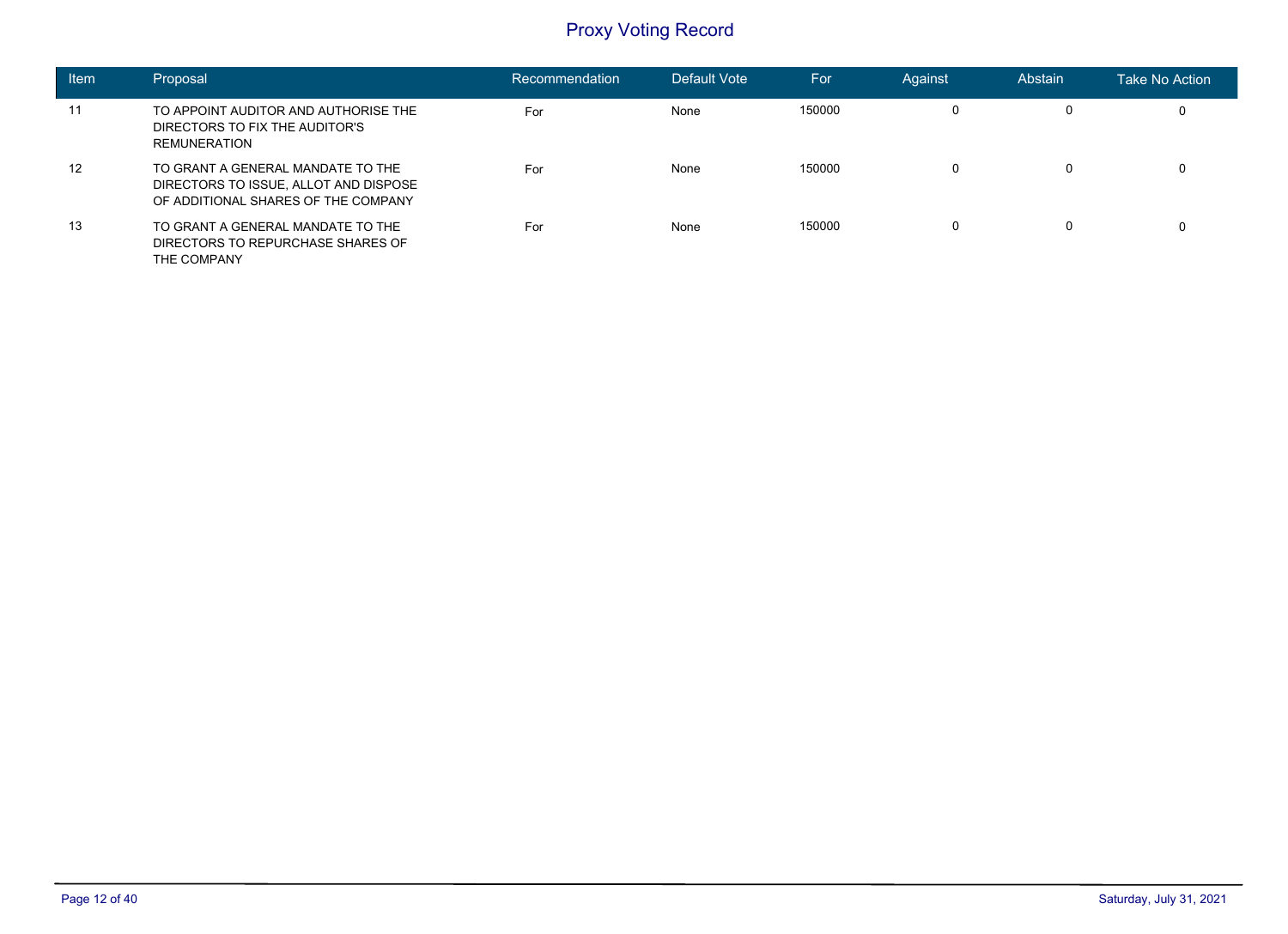# Proxy Voting Record

| Item | Proposal | Recommendation | Default Vote | For | Against | Abstain | Take No Action |
|---|---|---|---|---|---|---|---|
| 11 | TO APPOINT AUDITOR AND AUTHORISE THE DIRECTORS TO FIX THE AUDITOR'S REMUNERATION | For | None | 150000 | 0 | 0 | 0 |
| 12 | TO GRANT A GENERAL MANDATE TO THE DIRECTORS TO ISSUE, ALLOT AND DISPOSE OF ADDITIONAL SHARES OF THE COMPANY | For | None | 150000 | 0 | 0 | 0 |
| 13 | TO GRANT A GENERAL MANDATE TO THE DIRECTORS TO REPURCHASE SHARES OF THE COMPANY | For | None | 150000 | 0 | 0 | 0 |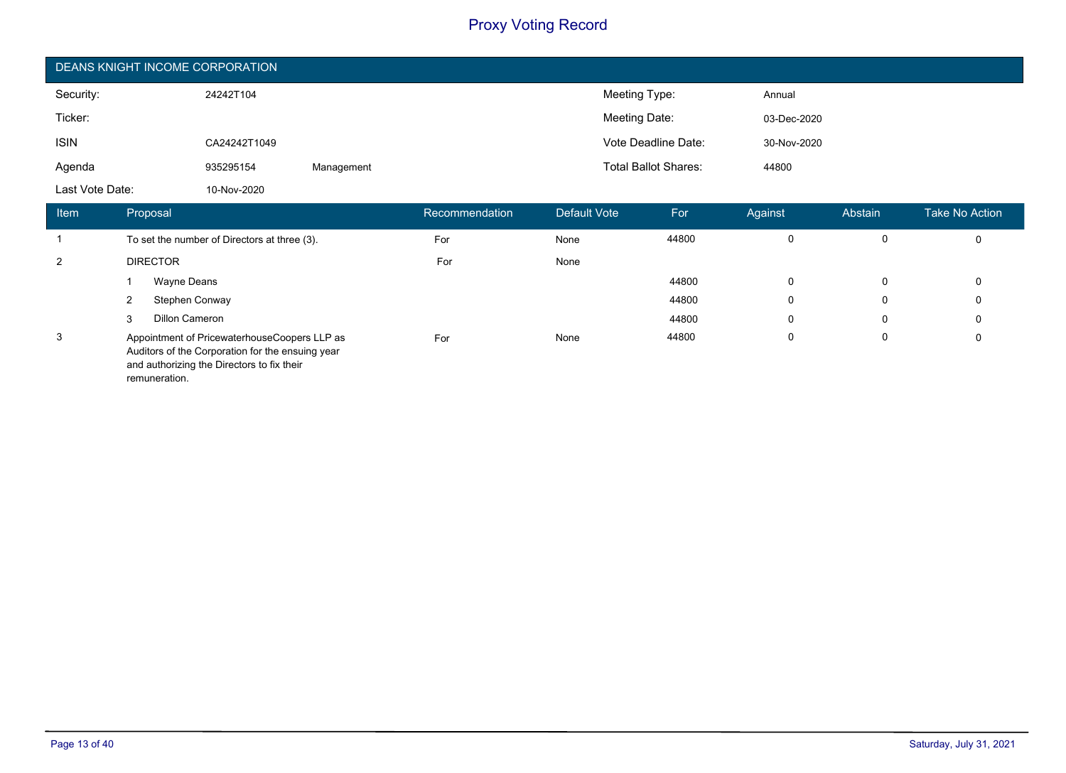# Proxy Voting Record

## DEANS KNIGHT INCOME CORPORATION

| | | | | |
|---|---|---|---|---|
| Security: | 24242T104 | | Meeting Type: | Annual |
| Ticker: | | | Meeting Date: | 03-Dec-2020 |
| ISIN | CA24242T1049 | | Vote Deadline Date: | 30-Nov-2020 |
| Agenda | 935295154 | Management | Total Ballot Shares: | 44800 |
| Last Vote Date: | 10-Nov-2020 | | | |

| Item | Proposal | Recommendation | Default Vote | For | Against | Abstain | Take No Action |
|---|---|---|---|---|---|---|---|
| 1 | To set the number of Directors at three (3). | For | None | 44800 | 0 | 0 | 0 |
| 2 | DIRECTOR | For | None | | | | |
| | 1 Wayne Deans | | | 44800 | 0 | 0 | 0 |
| | 2 Stephen Conway | | | 44800 | 0 | 0 | 0 |
| | 3 Dillon Cameron | | | 44800 | 0 | 0 | 0 |
| 3 | Appointment of PricewaterhouseCoopers LLP as Auditors of the Corporation for the ensuing year and authorizing the Directors to fix their remuneration. | For | None | 44800 | 0 | 0 | 0 |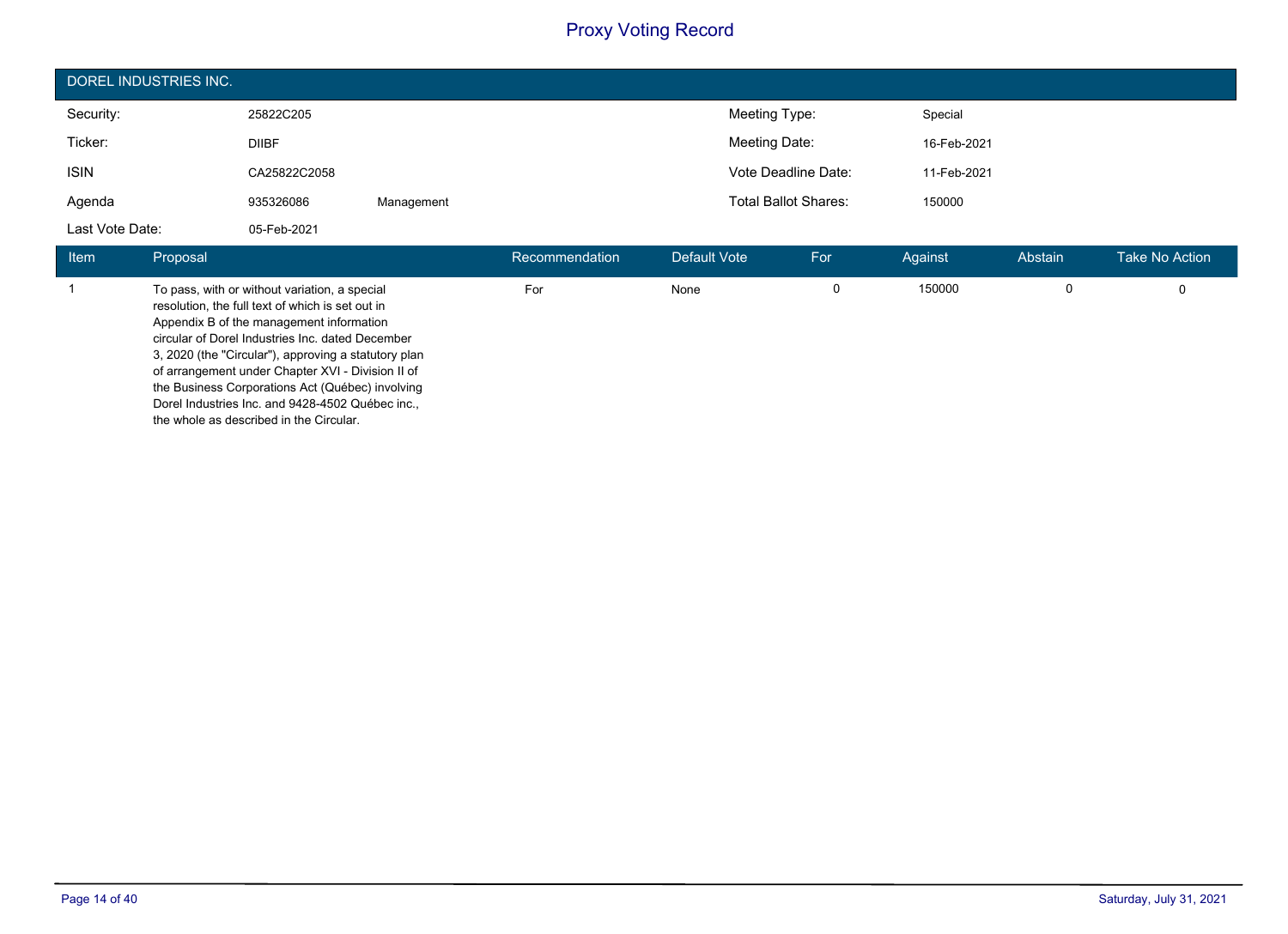# Proxy Voting Record

## DOREL INDUSTRIES INC.

| | | | | |
|---|---|---|---|---|
| Security: | 25822C205 | | Meeting Type: | Special |
| Ticker: | DIIBF | | Meeting Date: | 16-Feb-2021 |
| ISIN | CA25822C2058 | | Vote Deadline Date: | 11-Feb-2021 |
| Agenda | 935326086 | Management | Total Ballot Shares: | 150000 |
| Last Vote Date: | 05-Feb-2021 | | | |

| Item | Proposal | Recommendation | Default Vote | For | Against | Abstain | Take No Action |
|---|---|---|---|---|---|---|---|
| 1 | To pass, with or without variation, a special resolution, the full text of which is set out in Appendix B of the management information circular of Dorel Industries Inc. dated December 3, 2020 (the "Circular"), approving a statutory plan of arrangement under Chapter XVI - Division II of the Business Corporations Act (Québec) involving Dorel Industries Inc. and 9428-4502 Québec inc., the whole as described in the Circular. | For | None | 0 | 150000 | 0 | 0 |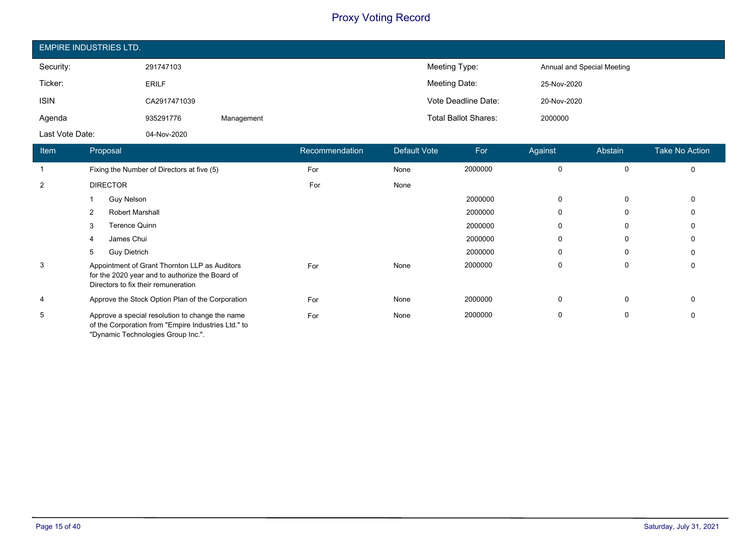# Proxy Voting Record

## EMPIRE INDUSTRIES LTD.

| | | | | |
|---|---|---|---|---|
| Security: | 291747103 | | Meeting Type: | Annual and Special Meeting |
| Ticker: | ERILF | | Meeting Date: | 25-Nov-2020 |
| ISIN | CA2917471039 | | Vote Deadline Date: | 20-Nov-2020 |
| Agenda | 935291776 | Management | Total Ballot Shares: | 2000000 |
| Last Vote Date: | 04-Nov-2020 | | | |

| Item | Proposal | Recommendation | Default Vote | For | Against | Abstain | Take No Action |
|---|---|---|---|---|---|---|---|
| 1 | Fixing the Number of Directors at five (5) | For | None | 2000000 | 0 | 0 | 0 |
| 2 | DIRECTOR | For | None | | | | |
| | 1 Guy Nelson | | | 2000000 | 0 | 0 | 0 |
| | 2 Robert Marshall | | | 2000000 | 0 | 0 | 0 |
| | 3 Terence Quinn | | | 2000000 | 0 | 0 | 0 |
| | 4 James Chui | | | 2000000 | 0 | 0 | 0 |
| | 5 Guy Dietrich | | | 2000000 | 0 | 0 | 0 |
| 3 | Appointment of Grant Thornton LLP as Auditors for the 2020 year and to authorize the Board of Directors to fix their remuneration | For | None | 2000000 | 0 | 0 | 0 |
| 4 | Approve the Stock Option Plan of the Corporation | For | None | 2000000 | 0 | 0 | 0 |
| 5 | Approve a special resolution to change the name of the Corporation from "Empire Industries Ltd." to "Dynamic Technologies Group Inc.". | For | None | 2000000 | 0 | 0 | 0 |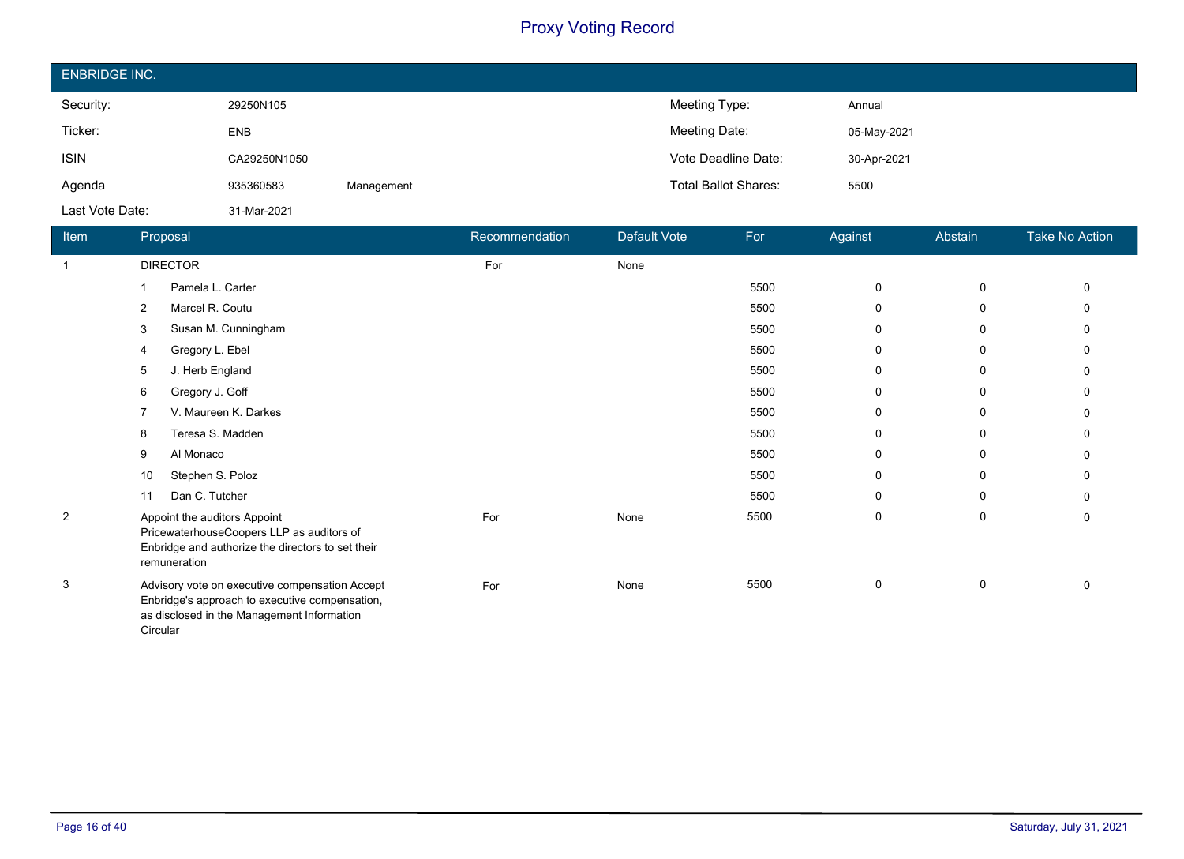# Proxy Voting Record

## ENBRIDGE INC.

| | | | | |
|---|---|---|---|---|
| Security: | 29250N105 | | Meeting Type: | Annual |
| Ticker: | ENB | | Meeting Date: | 05-May-2021 |
| ISIN | CA29250N1050 | | Vote Deadline Date: | 30-Apr-2021 |
| Agenda | 935360583 | Management | Total Ballot Shares: | 5500 |
| Last Vote Date: | 31-Mar-2021 | | | |

| Item | Proposal | Recommendation | Default Vote | For | Against | Abstain | Take No Action |
|---|---|---|---|---|---|---|---|
| 1 | DIRECTOR | For | None | | | | |
| | 1 Pamela L. Carter | | | 5500 | 0 | 0 | 0 |
| | 2 Marcel R. Coutu | | | 5500 | 0 | 0 | 0 |
| | 3 Susan M. Cunningham | | | 5500 | 0 | 0 | 0 |
| | 4 Gregory L. Ebel | | | 5500 | 0 | 0 | 0 |
| | 5 J. Herb England | | | 5500 | 0 | 0 | 0 |
| | 6 Gregory J. Goff | | | 5500 | 0 | 0 | 0 |
| | 7 V. Maureen K. Darkes | | | 5500 | 0 | 0 | 0 |
| | 8 Teresa S. Madden | | | 5500 | 0 | 0 | 0 |
| | 9 Al Monaco | | | 5500 | 0 | 0 | 0 |
| | 10 Stephen S. Poloz | | | 5500 | 0 | 0 | 0 |
| | 11 Dan C. Tutcher | | | 5500 | 0 | 0 | 0 |
| 2 | Appoint the auditors Appoint PricewaterhouseCoopers LLP as auditors of Enbridge and authorize the directors to set their remuneration | For | None | 5500 | 0 | 0 | 0 |
| 3 | Advisory vote on executive compensation Accept Enbridge's approach to executive compensation, as disclosed in the Management Information Circular | For | None | 5500 | 0 | 0 | 0 |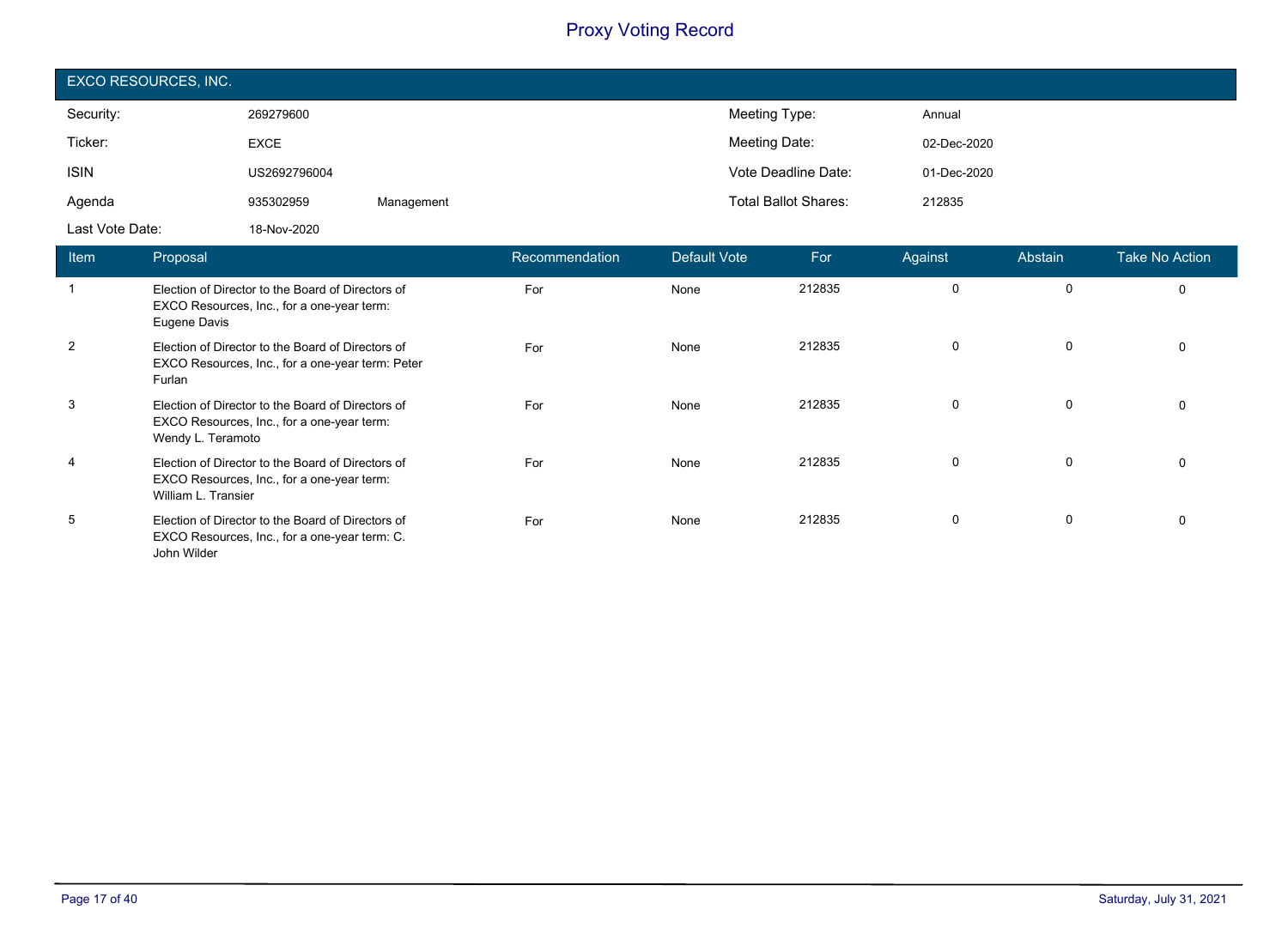# Proxy Voting Record

## EXCO RESOURCES, INC.

| | | | | |
|---|---|---|---|---|
| Security: | 269279600 | | Meeting Type: | Annual |
| Ticker: | EXCE | | Meeting Date: | 02-Dec-2020 |
| ISIN | US2692796004 | | Vote Deadline Date: | 01-Dec-2020 |
| Agenda | 935302959 | Management | Total Ballot Shares: | 212835 |
| Last Vote Date: | 18-Nov-2020 | | | |

| Item | Proposal | Recommendation | Default Vote | For | Against | Abstain | Take No Action |
|---|---|---|---|---|---|---|---|
| 1 | Election of Director to the Board of Directors of EXCO Resources, Inc., for a one-year term: Eugene Davis | For | None | 212835 | 0 | 0 | 0 |
| 2 | Election of Director to the Board of Directors of EXCO Resources, Inc., for a one-year term: Peter Furlan | For | None | 212835 | 0 | 0 | 0 |
| 3 | Election of Director to the Board of Directors of EXCO Resources, Inc., for a one-year term: Wendy L. Teramoto | For | None | 212835 | 0 | 0 | 0 |
| 4 | Election of Director to the Board of Directors of EXCO Resources, Inc., for a one-year term: William L. Transier | For | None | 212835 | 0 | 0 | 0 |
| 5 | Election of Director to the Board of Directors of EXCO Resources, Inc., for a one-year term: C. John Wilder | For | None | 212835 | 0 | 0 | 0 |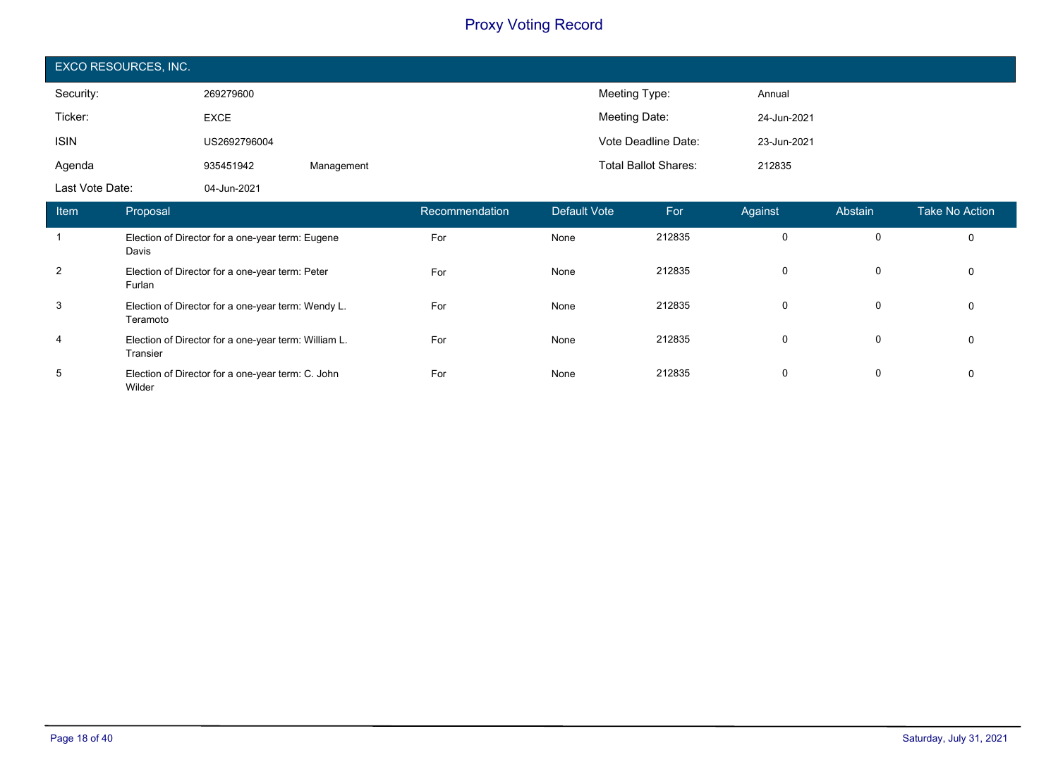# Proxy Voting Record

## EXCO RESOURCES, INC.

| | | | | |
|---|---|---|---|---|
| Security: | 269279600 | | Meeting Type: | Annual |
| Ticker: | EXCE | | Meeting Date: | 24-Jun-2021 |
| ISIN | US2692796004 | | Vote Deadline Date: | 23-Jun-2021 |
| Agenda | 935451942 | Management | Total Ballot Shares: | 212835 |
| Last Vote Date: | 04-Jun-2021 | | | |

| Item | Proposal | Recommendation | Default Vote | For | Against | Abstain | Take No Action |
|---|---|---|---|---|---|---|---|
| 1 | Election of Director for a one-year term: Eugene Davis | For | None | 212835 | 0 | 0 | 0 |
| 2 | Election of Director for a one-year term: Peter Furlan | For | None | 212835 | 0 | 0 | 0 |
| 3 | Election of Director for a one-year term: Wendy L. Teramoto | For | None | 212835 | 0 | 0 | 0 |
| 4 | Election of Director for a one-year term: William L. Transier | For | None | 212835 | 0 | 0 | 0 |
| 5 | Election of Director for a one-year term: C. John Wilder | For | None | 212835 | 0 | 0 | 0 |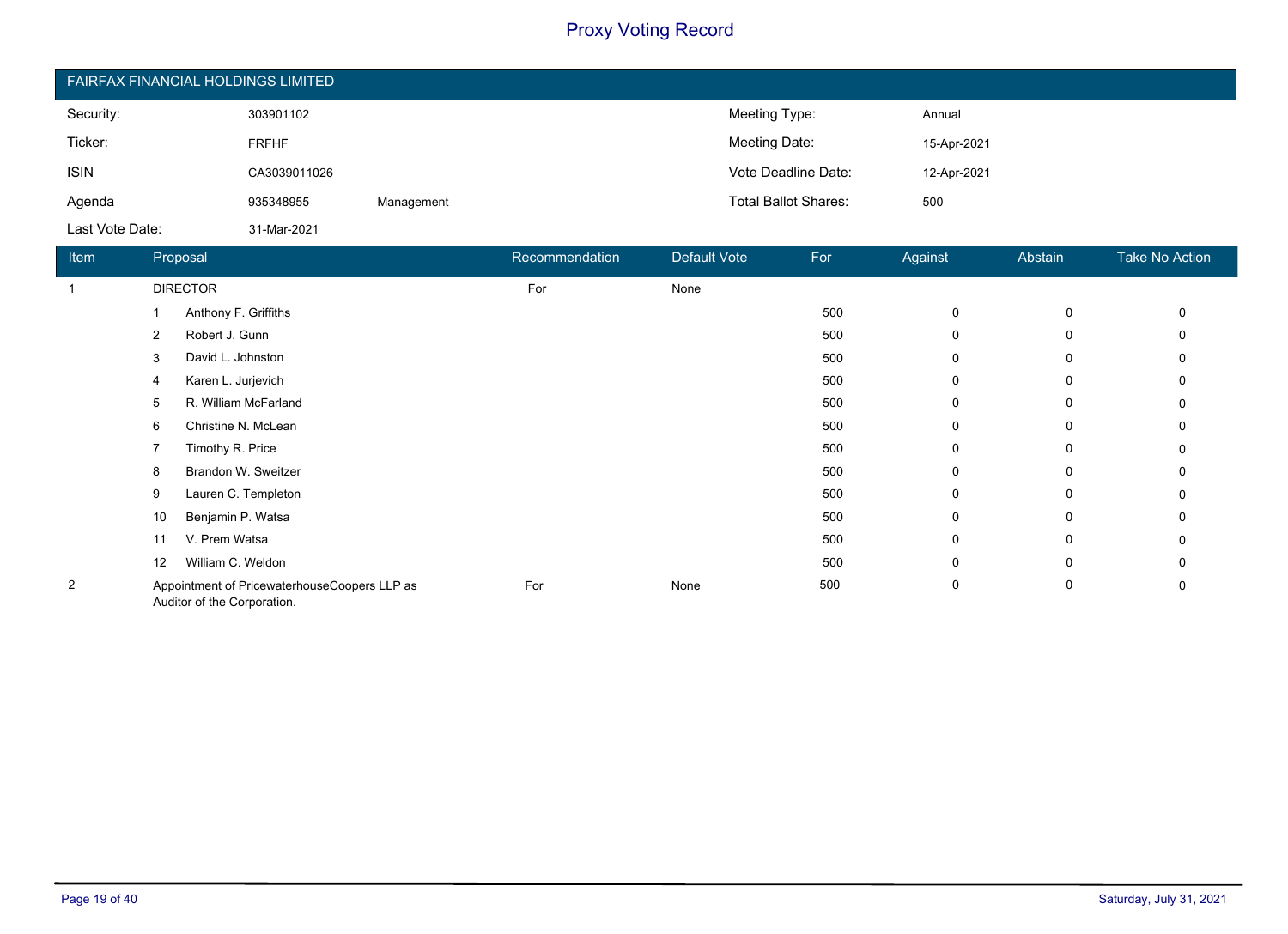# Proxy Voting Record

## FAIRFAX FINANCIAL HOLDINGS LIMITED

| | | | | |
|---|---|---|---|---|
| Security: | 303901102 | | Meeting Type: | Annual |
| Ticker: | FRFHF | | Meeting Date: | 15-Apr-2021 |
| ISIN | CA3039011026 | | Vote Deadline Date: | 12-Apr-2021 |
| Agenda | 935348955 | Management | Total Ballot Shares: | 500 |
| Last Vote Date: | 31-Mar-2021 | | | |

| Item | Proposal | Recommendation | Default Vote | For | Against | Abstain | Take No Action |
|---|---|---|---|---|---|---|---|
| 1 | DIRECTOR | For | None | | | | |
| | 1 Anthony F. Griffiths | | | 500 | 0 | 0 | 0 |
| | 2 Robert J. Gunn | | | 500 | 0 | 0 | 0 |
| | 3 David L. Johnston | | | 500 | 0 | 0 | 0 |
| | 4 Karen L. Jurjevich | | | 500 | 0 | 0 | 0 |
| | 5 R. William McFarland | | | 500 | 0 | 0 | 0 |
| | 6 Christine N. McLean | | | 500 | 0 | 0 | 0 |
| | 7 Timothy R. Price | | | 500 | 0 | 0 | 0 |
| | 8 Brandon W. Sweitzer | | | 500 | 0 | 0 | 0 |
| | 9 Lauren C. Templeton | | | 500 | 0 | 0 | 0 |
| | 10 Benjamin P. Watsa | | | 500 | 0 | 0 | 0 |
| | 11 V. Prem Watsa | | | 500 | 0 | 0 | 0 |
| | 12 William C. Weldon | | | 500 | 0 | 0 | 0 |
| 2 | Appointment of PricewaterhouseCoopers LLP as Auditor of the Corporation. | For | None | 500 | 0 | 0 | 0 |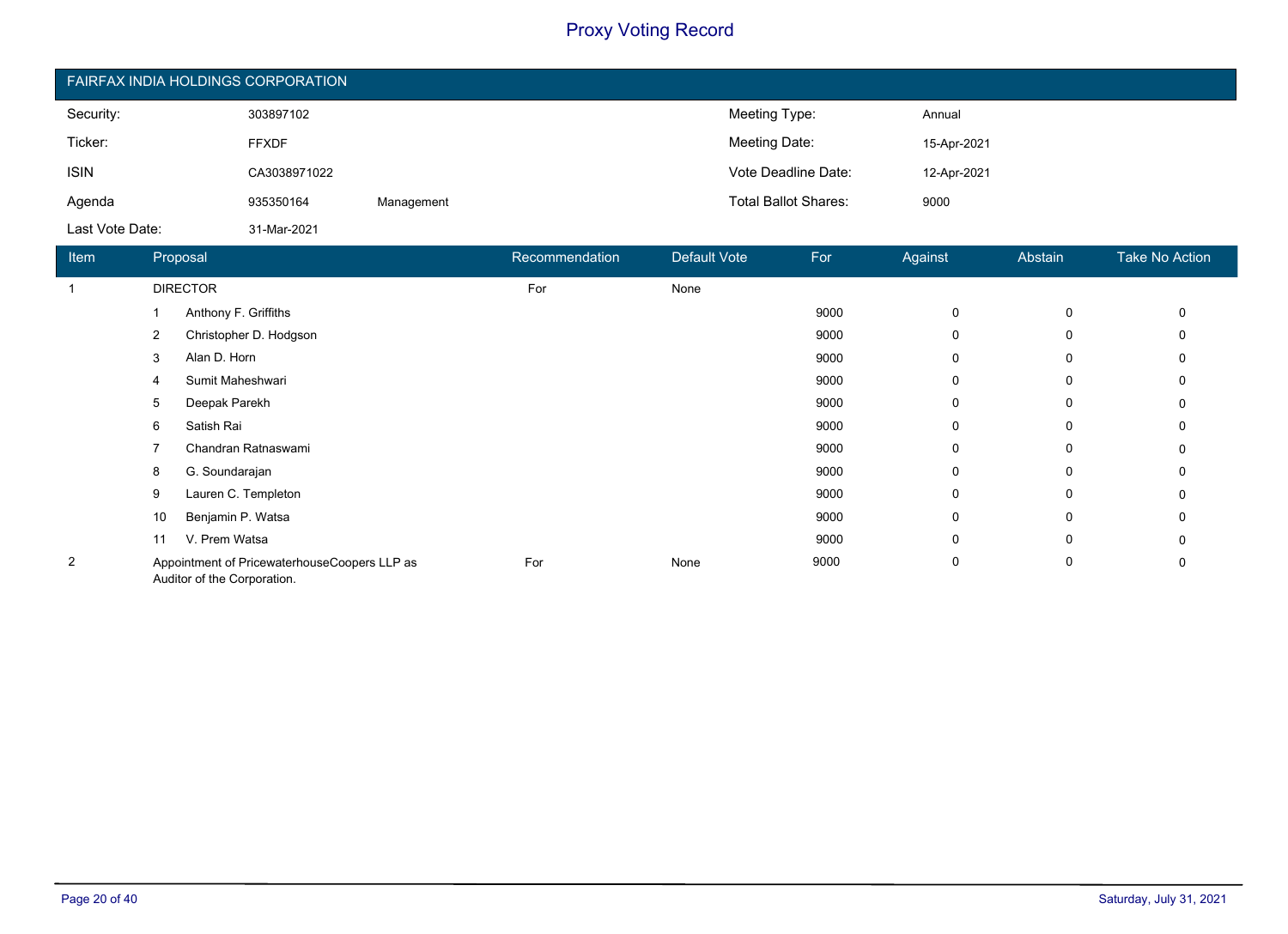# Proxy Voting Record

## FAIRFAX INDIA HOLDINGS CORPORATION

| | | | | |
|---|---|---|---|---|
| Security: | 303897102 | | Meeting Type: | Annual |
| Ticker: | FFXDF | | Meeting Date: | 15-Apr-2021 |
| ISIN | CA3038971022 | | Vote Deadline Date: | 12-Apr-2021 |
| Agenda | 935350164 | Management | Total Ballot Shares: | 9000 |
| Last Vote Date: | 31-Mar-2021 | | | |

| Item | Proposal | Recommendation | Default Vote | For | Against | Abstain | Take No Action |
|---|---|---|---|---|---|---|---|
| 1 | DIRECTOR | For | None | | | | |
| | 1 Anthony F. Griffiths | | | 9000 | 0 | 0 | 0 |
| | 2 Christopher D. Hodgson | | | 9000 | 0 | 0 | 0 |
| | 3 Alan D. Horn | | | 9000 | 0 | 0 | 0 |
| | 4 Sumit Maheshwari | | | 9000 | 0 | 0 | 0 |
| | 5 Deepak Parekh | | | 9000 | 0 | 0 | 0 |
| | 6 Satish Rai | | | 9000 | 0 | 0 | 0 |
| | 7 Chandran Ratnaswami | | | 9000 | 0 | 0 | 0 |
| | 8 G. Soundarajan | | | 9000 | 0 | 0 | 0 |
| | 9 Lauren C. Templeton | | | 9000 | 0 | 0 | 0 |
| | 10 Benjamin P. Watsa | | | 9000 | 0 | 0 | 0 |
| | 11 V. Prem Watsa | | | 9000 | 0 | 0 | 0 |
| 2 | Appointment of PricewaterhouseCoopers LLP as Auditor of the Corporation. | For | None | 9000 | 0 | 0 | 0 |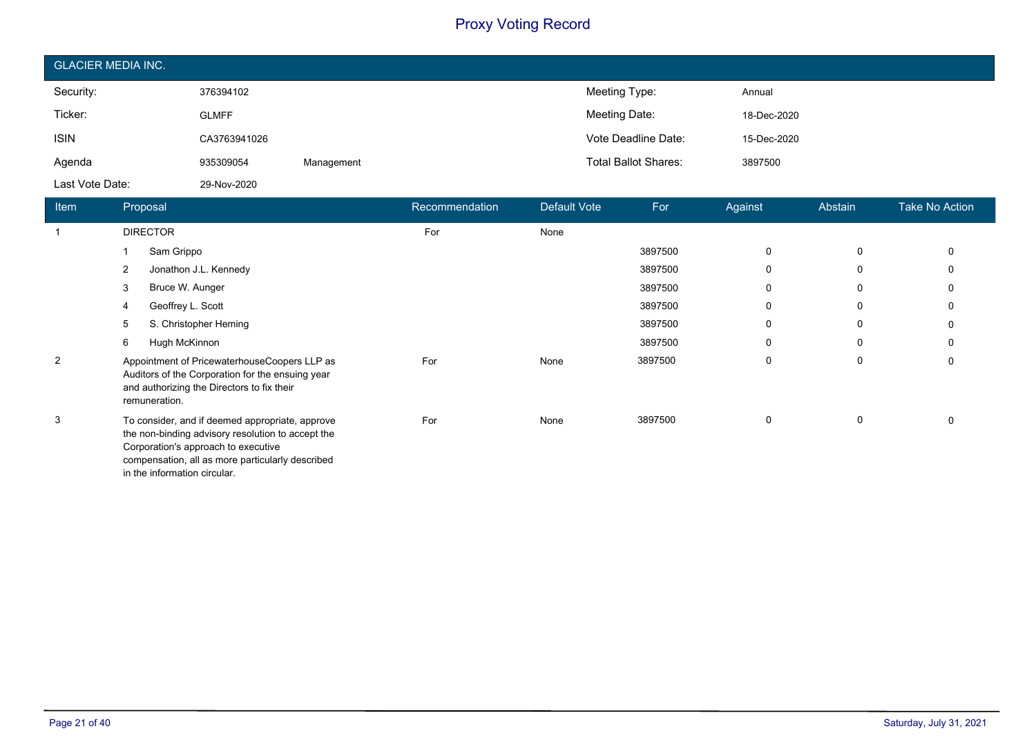# Proxy Voting Record

## GLACIER MEDIA INC.

| | | | | |
|---|---|---|---|---|
| Security: | 376394102 | | Meeting Type: | Annual |
| Ticker: | GLMFF | | Meeting Date: | 18-Dec-2020 |
| ISIN | CA3763941026 | | Vote Deadline Date: | 15-Dec-2020 |
| Agenda | 935309054 | Management | Total Ballot Shares: | 3897500 |
| Last Vote Date: | 29-Nov-2020 | | | |

| Item | Proposal | Recommendation | Default Vote | For | Against | Abstain | Take No Action |
|---|---|---|---|---|---|---|---|
| 1 | DIRECTOR | For | None | | | | |
| | 1 Sam Grippo | | | 3897500 | 0 | 0 | 0 |
| | 2 Jonathon J.L. Kennedy | | | 3897500 | 0 | 0 | 0 |
| | 3 Bruce W. Aunger | | | 3897500 | 0 | 0 | 0 |
| | 4 Geoffrey L. Scott | | | 3897500 | 0 | 0 | 0 |
| | 5 S. Christopher Heming | | | 3897500 | 0 | 0 | 0 |
| | 6 Hugh McKinnon | | | 3897500 | 0 | 0 | 0 |
| 2 | Appointment of PricewaterhouseCoopers LLP as Auditors of the Corporation for the ensuing year and authorizing the Directors to fix their remuneration. | For | None | 3897500 | 0 | 0 | 0 |
| 3 | To consider, and if deemed appropriate, approve the non-binding advisory resolution to accept the Corporation's approach to executive compensation, all as more particularly described in the information circular. | For | None | 3897500 | 0 | 0 | 0 |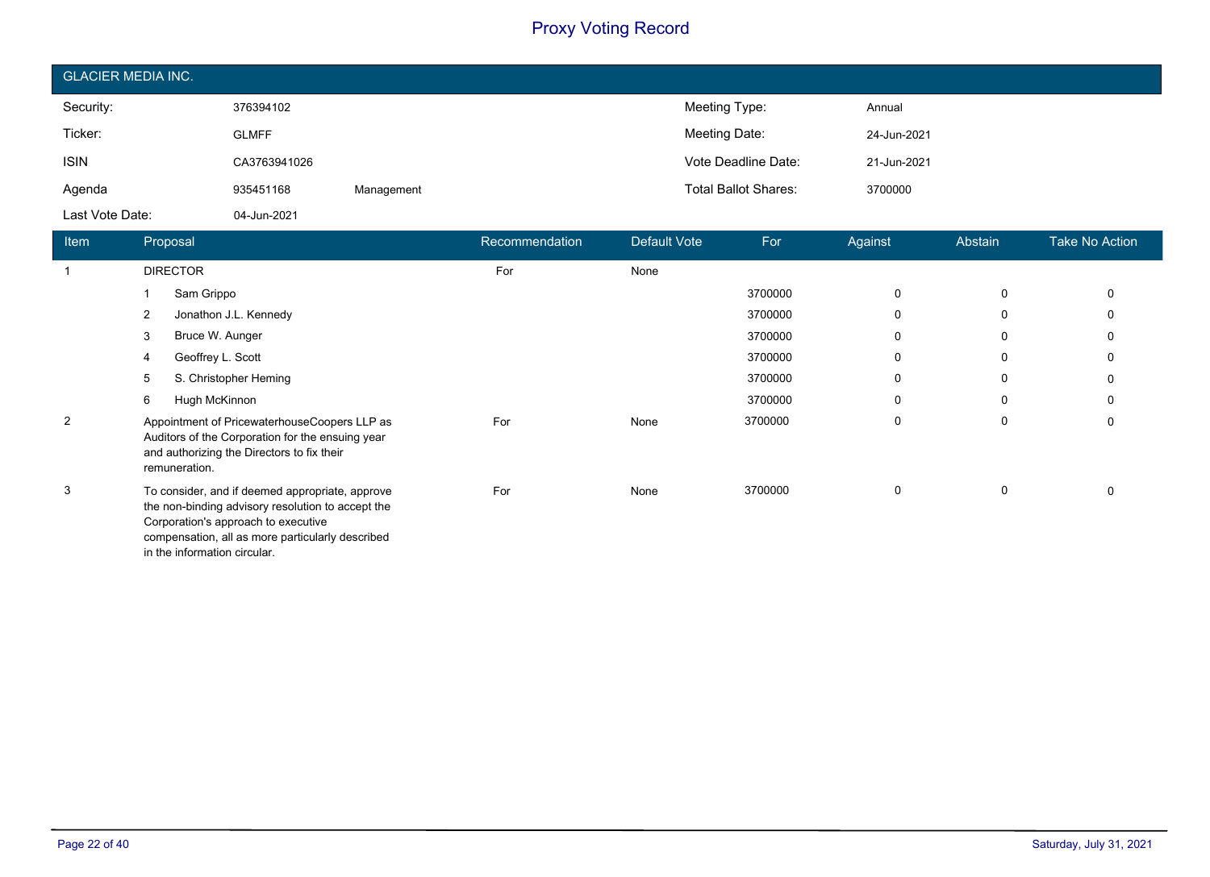# Proxy Voting Record

## GLACIER MEDIA INC.

| | | | | |
|---|---|---|---|---|
| Security: | 376394102 | | Meeting Type: | Annual |
| Ticker: | GLMFF | | Meeting Date: | 24-Jun-2021 |
| ISIN | CA3763941026 | | Vote Deadline Date: | 21-Jun-2021 |
| Agenda | 935451168 | Management | Total Ballot Shares: | 3700000 |
| Last Vote Date: | 04-Jun-2021 | | | |

| Item | Proposal | Recommendation | Default Vote | For | Against | Abstain | Take No Action |
|---|---|---|---|---|---|---|---|
| 1 | DIRECTOR | For | None | | | | |
| | 1 Sam Grippo | | | 3700000 | 0 | 0 | 0 |
| | 2 Jonathon J.L. Kennedy | | | 3700000 | 0 | 0 | 0 |
| | 3 Bruce W. Aunger | | | 3700000 | 0 | 0 | 0 |
| | 4 Geoffrey L. Scott | | | 3700000 | 0 | 0 | 0 |
| | 5 S. Christopher Heming | | | 3700000 | 0 | 0 | 0 |
| | 6 Hugh McKinnon | | | 3700000 | 0 | 0 | 0 |
| 2 | Appointment of PricewaterhouseCoopers LLP as Auditors of the Corporation for the ensuing year and authorizing the Directors to fix their remuneration. | For | None | 3700000 | 0 | 0 | 0 |
| 3 | To consider, and if deemed appropriate, approve the non-binding advisory resolution to accept the Corporation's approach to executive compensation, all as more particularly described in the information circular. | For | None | 3700000 | 0 | 0 | 0 |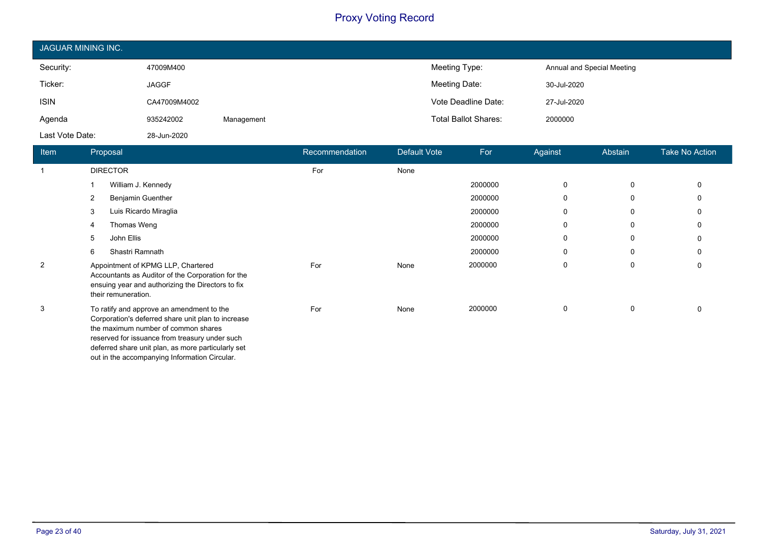# Proxy Voting Record

## JAGUAR MINING INC.

| | | | | |
|---|---|---|---|---|
| Security: | 47009M400 | | Meeting Type: | Annual and Special Meeting |
| Ticker: | JAGGF | | Meeting Date: | 30-Jul-2020 |
| ISIN | CA47009M4002 | | Vote Deadline Date: | 27-Jul-2020 |
| Agenda | 935242002 | Management | Total Ballot Shares: | 2000000 |
| Last Vote Date: | 28-Jun-2020 | | | |

| Item | Proposal | Recommendation | Default Vote | For | Against | Abstain | Take No Action |
|---|---|---|---|---|---|---|---|
| 1 | DIRECTOR | For | None | | | | |
| | 1 William J. Kennedy | | | 2000000 | 0 | 0 | 0 |
| | 2 Benjamin Guenther | | | 2000000 | 0 | 0 | 0 |
| | 3 Luis Ricardo Miraglia | | | 2000000 | 0 | 0 | 0 |
| | 4 Thomas Weng | | | 2000000 | 0 | 0 | 0 |
| | 5 John Ellis | | | 2000000 | 0 | 0 | 0 |
| | 6 Shastri Ramnath | | | 2000000 | 0 | 0 | 0 |
| 2 | Appointment of KPMG LLP, Chartered Accountants as Auditor of the Corporation for the ensuing year and authorizing the Directors to fix their remuneration. | For | None | 2000000 | 0 | 0 | 0 |
| 3 | To ratify and approve an amendment to the Corporation's deferred share unit plan to increase the maximum number of common shares reserved for issuance from treasury under such deferred share unit plan, as more particularly set out in the accompanying Information Circular. | For | None | 2000000 | 0 | 0 | 0 |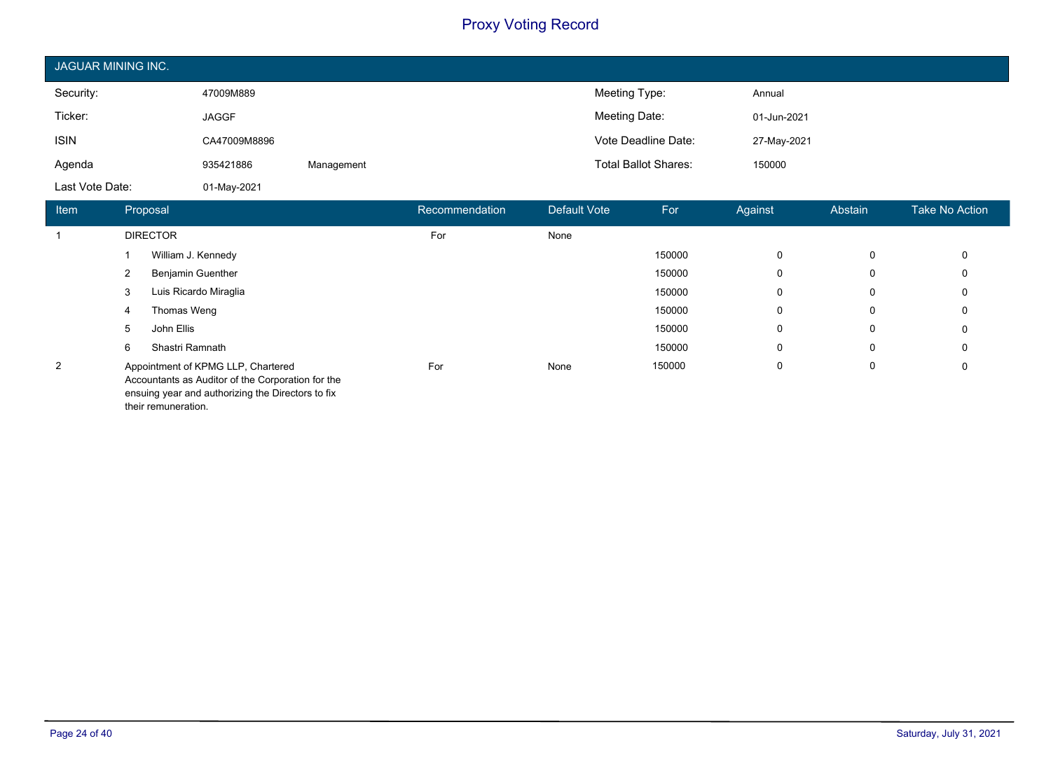# Proxy Voting Record

## JAGUAR MINING INC.

| | | | | |
|---|---|---|---|---|
| Security: | 47009M889 | | Meeting Type: | Annual |
| Ticker: | JAGGF | | Meeting Date: | 01-Jun-2021 |
| ISIN | CA47009M8896 | | Vote Deadline Date: | 27-May-2021 |
| Agenda | 935421886 | Management | Total Ballot Shares: | 150000 |
| Last Vote Date: | 01-May-2021 | | | |

| Item | Proposal | Recommendation | Default Vote | For | Against | Abstain | Take No Action |
|---|---|---|---|---|---|---|---|
| 1 | DIRECTOR | For | None | | | | |
| | 1 William J. Kennedy | | | 150000 | 0 | 0 | 0 |
| | 2 Benjamin Guenther | | | 150000 | 0 | 0 | 0 |
| | 3 Luis Ricardo Miraglia | | | 150000 | 0 | 0 | 0 |
| | 4 Thomas Weng | | | 150000 | 0 | 0 | 0 |
| | 5 John Ellis | | | 150000 | 0 | 0 | 0 |
| | 6 Shastri Ramnath | | | 150000 | 0 | 0 | 0 |
| 2 | Appointment of KPMG LLP, Chartered Accountants as Auditor of the Corporation for the ensuing year and authorizing the Directors to fix their remuneration. | For | None | 150000 | 0 | 0 | 0 |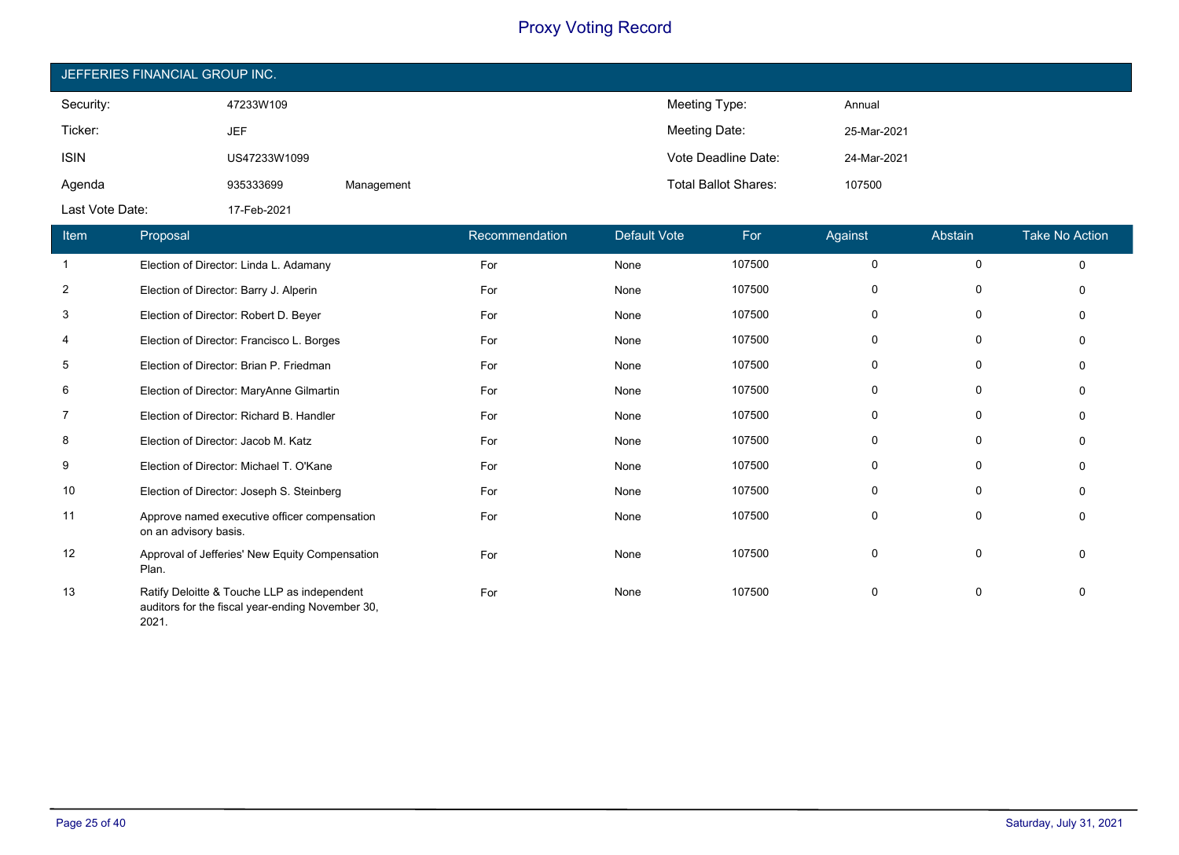# Proxy Voting Record

## JEFFERIES FINANCIAL GROUP INC.

| | | | | |
|---|---|---|---|---|
| Security: | 47233W109 | | Meeting Type: | Annual |
| Ticker: | JEF | | Meeting Date: | 25-Mar-2021 |
| ISIN | US47233W1099 | | Vote Deadline Date: | 24-Mar-2021 |
| Agenda | 935333699 | Management | Total Ballot Shares: | 107500 |
| Last Vote Date: | 17-Feb-2021 | | | |

| Item | Proposal | Recommendation | Default Vote | For | Against | Abstain | Take No Action |
|---|---|---|---|---|---|---|---|
| 1 | Election of Director: Linda L. Adamany | For | None | 107500 | 0 | 0 | 0 |
| 2 | Election of Director: Barry J. Alperin | For | None | 107500 | 0 | 0 | 0 |
| 3 | Election of Director: Robert D. Beyer | For | None | 107500 | 0 | 0 | 0 |
| 4 | Election of Director: Francisco L. Borges | For | None | 107500 | 0 | 0 | 0 |
| 5 | Election of Director: Brian P. Friedman | For | None | 107500 | 0 | 0 | 0 |
| 6 | Election of Director: MaryAnne Gilmartin | For | None | 107500 | 0 | 0 | 0 |
| 7 | Election of Director: Richard B. Handler | For | None | 107500 | 0 | 0 | 0 |
| 8 | Election of Director: Jacob M. Katz | For | None | 107500 | 0 | 0 | 0 |
| 9 | Election of Director: Michael T. O'Kane | For | None | 107500 | 0 | 0 | 0 |
| 10 | Election of Director: Joseph S. Steinberg | For | None | 107500 | 0 | 0 | 0 |
| 11 | Approve named executive officer compensation on an advisory basis. | For | None | 107500 | 0 | 0 | 0 |
| 12 | Approval of Jefferies' New Equity Compensation Plan. | For | None | 107500 | 0 | 0 | 0 |
| 13 | Ratify Deloitte & Touche LLP as independent auditors for the fiscal year-ending November 30, 2021. | For | None | 107500 | 0 | 0 | 0 |

Saturday, July 31, 2021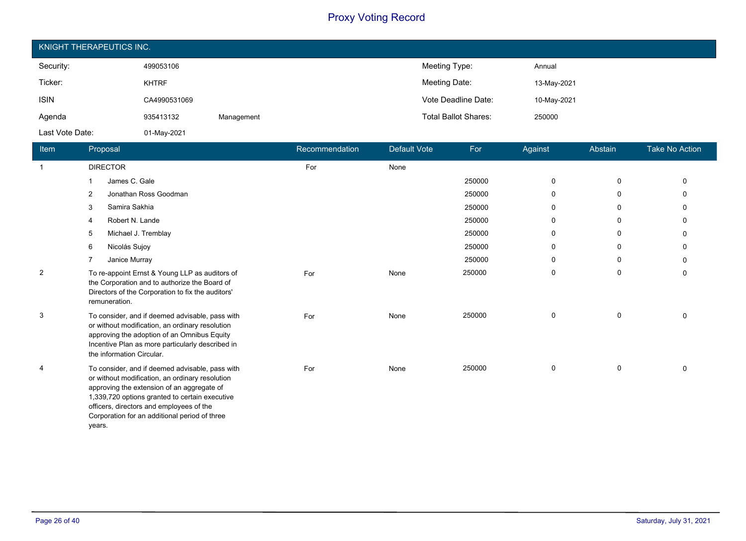# Proxy Voting Record

## KNIGHT THERAPEUTICS INC.

| | | | | |
|---|---|---|---|---|
| Security: | 499053106 | | Meeting Type: | Annual |
| Ticker: | KHTRF | | Meeting Date: | 13-May-2021 |
| ISIN | CA4990531069 | | Vote Deadline Date: | 10-May-2021 |
| Agenda | 935413132 | Management | Total Ballot Shares: | 250000 |
| Last Vote Date: | 01-May-2021 | | | |

| Item | Proposal | Recommendation | Default Vote | For | Against | Abstain | Take No Action |
|---|---|---|---|---|---|---|---|
| 1 | DIRECTOR | For | None | | | | |
| | 1 James C. Gale | | | 250000 | 0 | 0 | 0 |
| | 2 Jonathan Ross Goodman | | | 250000 | 0 | 0 | 0 |
| | 3 Samira Sakhia | | | 250000 | 0 | 0 | 0 |
| | 4 Robert N. Lande | | | 250000 | 0 | 0 | 0 |
| | 5 Michael J. Tremblay | | | 250000 | 0 | 0 | 0 |
| | 6 Nicolás Sujoy | | | 250000 | 0 | 0 | 0 |
| | 7 Janice Murray | | | 250000 | 0 | 0 | 0 |
| 2 | To re-appoint Ernst & Young LLP as auditors of the Corporation and to authorize the Board of Directors of the Corporation to fix the auditors' remuneration. | For | None | 250000 | 0 | 0 | 0 |
| 3 | To consider, and if deemed advisable, pass with or without modification, an ordinary resolution approving the adoption of an Omnibus Equity Incentive Plan as more particularly described in the information Circular. | For | None | 250000 | 0 | 0 | 0 |
| 4 | To consider, and if deemed advisable, pass with or without modification, an ordinary resolution approving the extension of an aggregate of 1,339,720 options granted to certain executive officers, directors and employees of the Corporation for an additional period of three years. | For | None | 250000 | 0 | 0 | 0 |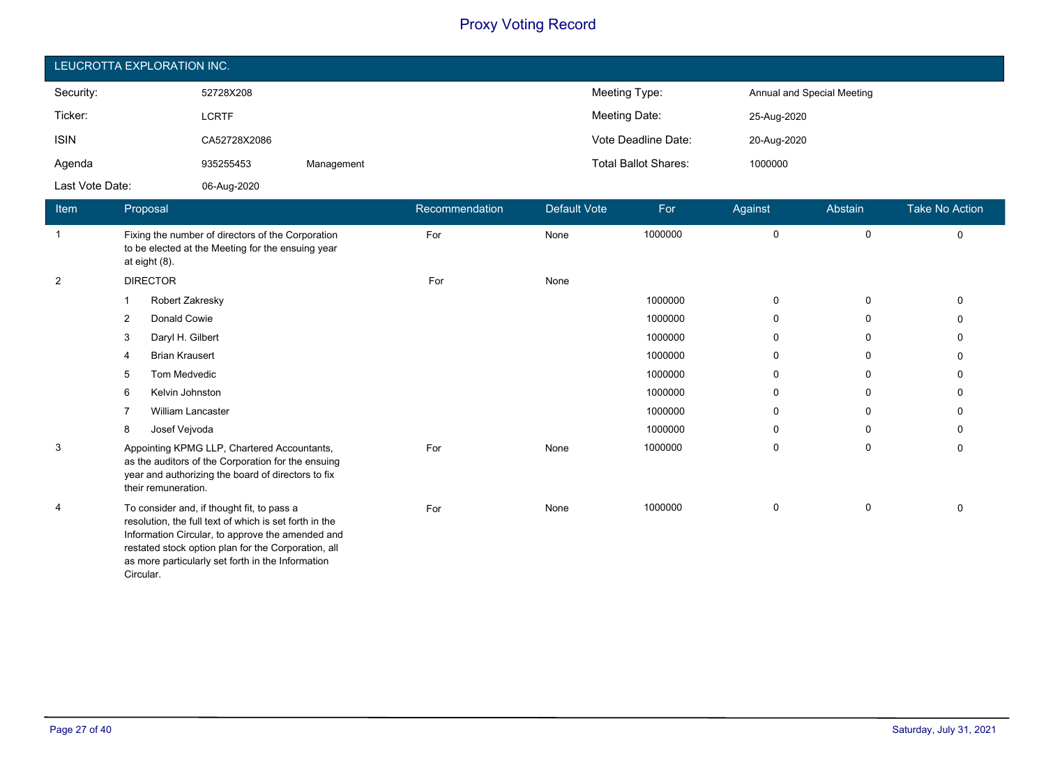# Proxy Voting Record

## LEUCROTTA EXPLORATION INC.

| | | | | |
|---|---|---|---|---|
| Security: | 52728X208 | | Meeting Type: | Annual and Special Meeting |
| Ticker: | LCRTF | | Meeting Date: | 25-Aug-2020 |
| ISIN | CA52728X2086 | | Vote Deadline Date: | 20-Aug-2020 |
| Agenda | 935255453 | Management | Total Ballot Shares: | 1000000 |
| Last Vote Date: | 06-Aug-2020 | | | |

| Item | Proposal | Recommendation | Default Vote | For | Against | Abstain | Take No Action |
|---|---|---|---|---|---|---|---|
| 1 | Fixing the number of directors of the Corporation to be elected at the Meeting for the ensuing year at eight (8). | For | None | 1000000 | 0 | 0 | 0 |
| 2 | DIRECTOR | For | None | | | | |
| | 1 Robert Zakresky | | | 1000000 | 0 | 0 | 0 |
| | 2 Donald Cowie | | | 1000000 | 0 | 0 | 0 |
| | 3 Daryl H. Gilbert | | | 1000000 | 0 | 0 | 0 |
| | 4 Brian Krausert | | | 1000000 | 0 | 0 | 0 |
| | 5 Tom Medvedic | | | 1000000 | 0 | 0 | 0 |
| | 6 Kelvin Johnston | | | 1000000 | 0 | 0 | 0 |
| | 7 William Lancaster | | | 1000000 | 0 | 0 | 0 |
| | 8 Josef Vejvoda | | | 1000000 | 0 | 0 | 0 |
| 3 | Appointing KPMG LLP, Chartered Accountants, as the auditors of the Corporation for the ensuing year and authorizing the board of directors to fix their remuneration. | For | None | 1000000 | 0 | 0 | 0 |
| 4 | To consider and, if thought fit, to pass a resolution, the full text of which is set forth in the Information Circular, to approve the amended and restated stock option plan for the Corporation, all as more particularly set forth in the Information Circular. | For | None | 1000000 | 0 | 0 | 0 |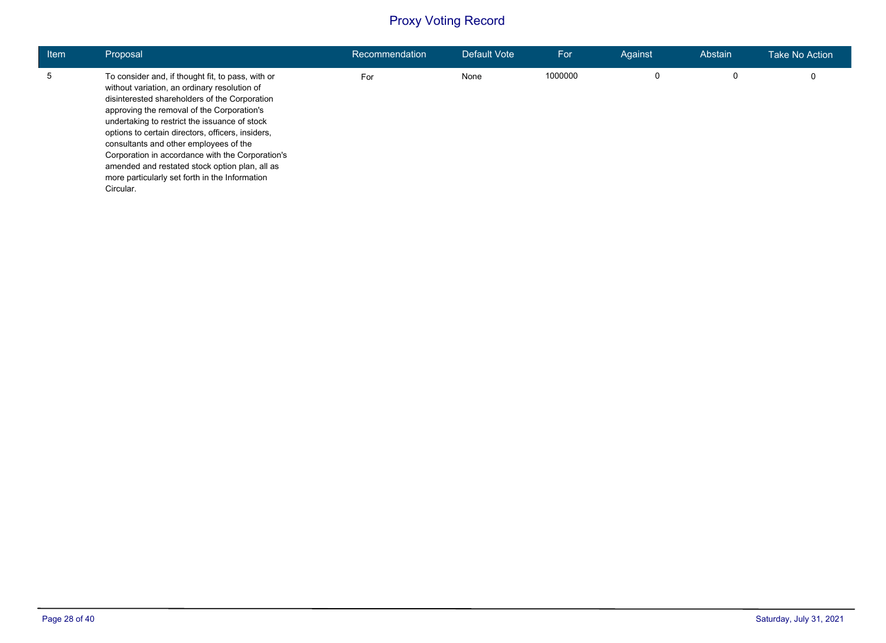# Proxy Voting Record

| Item | Proposal | Recommendation | Default Vote | For | Against | Abstain | Take No Action |
|---|---|---|---|---|---|---|---|
| 5 | To consider and, if thought fit, to pass, with or without variation, an ordinary resolution of disinterested shareholders of the Corporation approving the removal of the Corporation's undertaking to restrict the issuance of stock options to certain directors, officers, insiders, consultants and other employees of the Corporation in accordance with the Corporation's amended and restated stock option plan, all as more particularly set forth in the Information Circular. | For | None | 1000000 | 0 | 0 | 0 |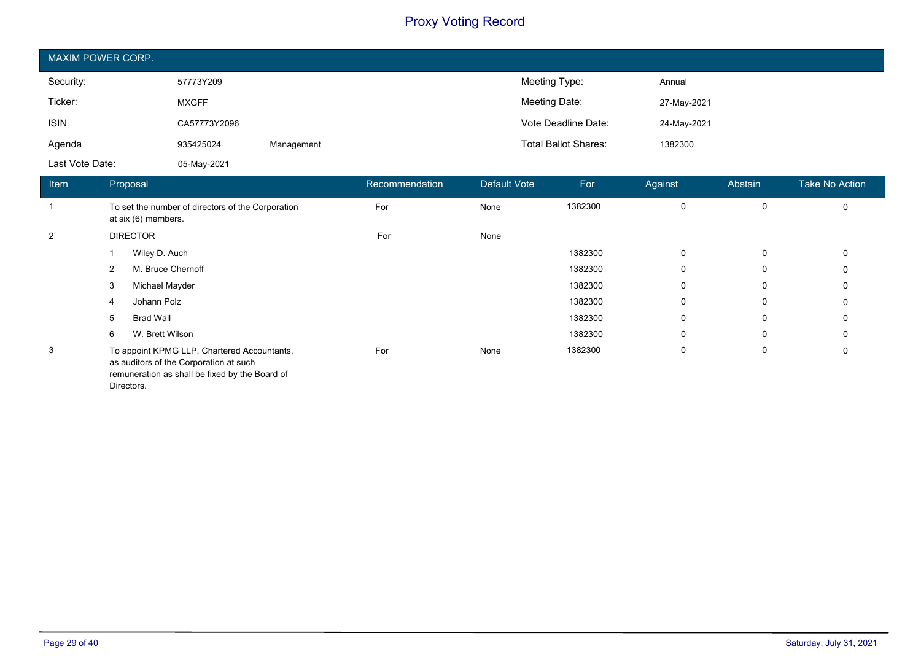# Proxy Voting Record

## MAXIM POWER CORP.

| | | | | |
|---|---|---|---|---|
| Security: | 57773Y209 | | Meeting Type: | Annual |
| Ticker: | MXGFF | | Meeting Date: | 27-May-2021 |
| ISIN | CA57773Y2096 | | Vote Deadline Date: | 24-May-2021 |
| Agenda | 935425024 | Management | Total Ballot Shares: | 1382300 |
| Last Vote Date: | 05-May-2021 | | | |

| Item | Proposal | Recommendation | Default Vote | For | Against | Abstain | Take No Action |
|---|---|---|---|---|---|---|---|
| 1 | To set the number of directors of the Corporation at six (6) members. | For | None | 1382300 | 0 | 0 | 0 |
| 2 | DIRECTOR | For | None | | | | |
| | 1 Wiley D. Auch | | | 1382300 | 0 | 0 | 0 |
| | 2 M. Bruce Chernoff | | | 1382300 | 0 | 0 | 0 |
| | 3 Michael Mayder | | | 1382300 | 0 | 0 | 0 |
| | 4 Johann Polz | | | 1382300 | 0 | 0 | 0 |
| | 5 Brad Wall | | | 1382300 | 0 | 0 | 0 |
| | 6 W. Brett Wilson | | | 1382300 | 0 | 0 | 0 |
| 3 | To appoint KPMG LLP, Chartered Accountants, as auditors of the Corporation at such remuneration as shall be fixed by the Board of Directors. | For | None | 1382300 | 0 | 0 | 0 |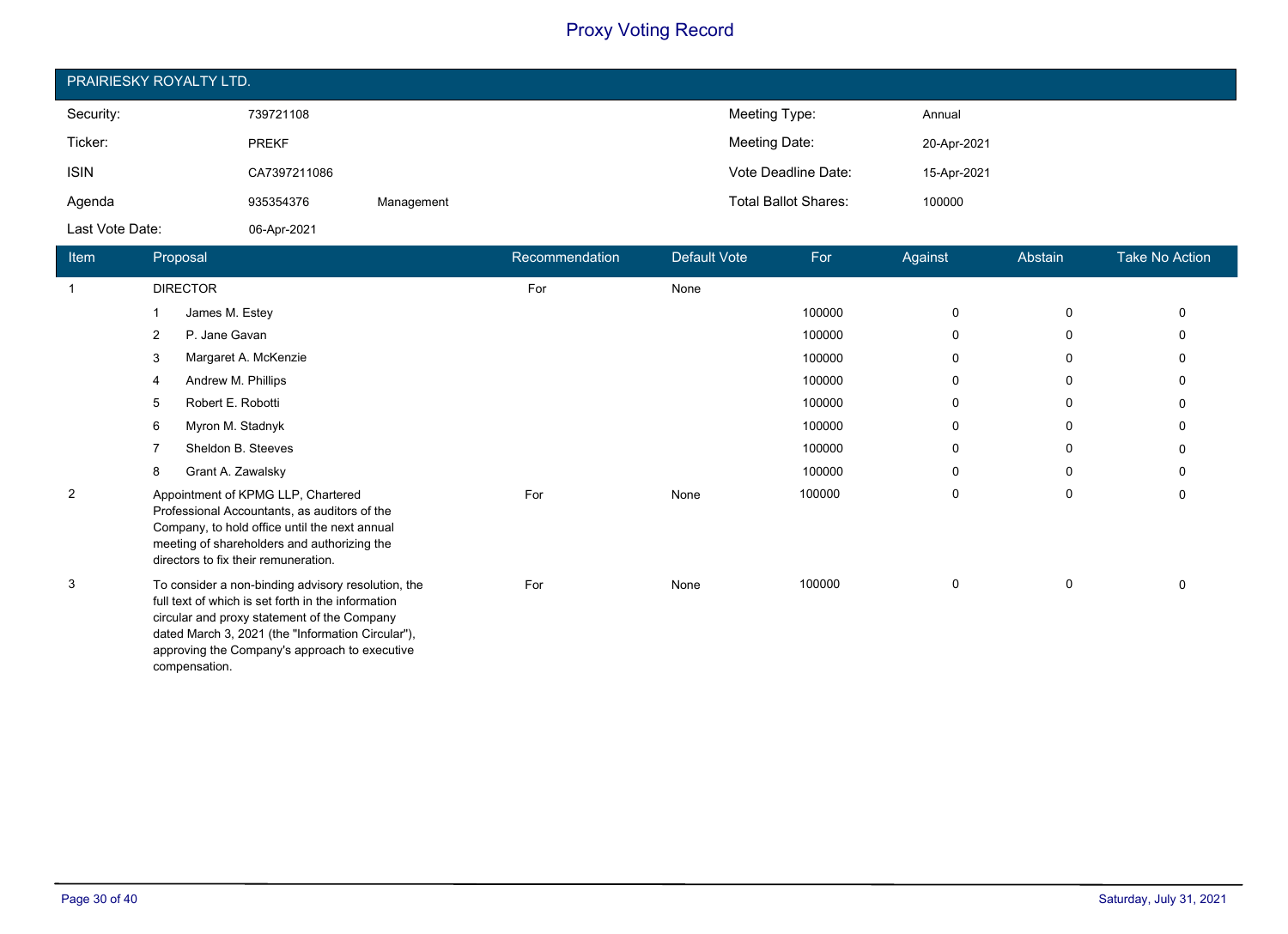# Proxy Voting Record

## PRAIRIESKY ROYALTY LTD.

| | | | | |
|---|---|---|---|---|
| Security: | 739721108 | | Meeting Type: | Annual |
| Ticker: | PREKF | | Meeting Date: | 20-Apr-2021 |
| ISIN | CA7397211086 | | Vote Deadline Date: | 15-Apr-2021 |
| Agenda | 935354376 | Management | Total Ballot Shares: | 100000 |
| Last Vote Date: | 06-Apr-2021 | | | |

| Item | Proposal | Recommendation | Default Vote | For | Against | Abstain | Take No Action |
|---|---|---|---|---|---|---|---|
| 1 | DIRECTOR | For | None | | | | |
| | 1 James M. Estey | | | 100000 | 0 | 0 | 0 |
| | 2 P. Jane Gavan | | | 100000 | 0 | 0 | 0 |
| | 3 Margaret A. McKenzie | | | 100000 | 0 | 0 | 0 |
| | 4 Andrew M. Phillips | | | 100000 | 0 | 0 | 0 |
| | 5 Robert E. Robotti | | | 100000 | 0 | 0 | 0 |
| | 6 Myron M. Stadnyk | | | 100000 | 0 | 0 | 0 |
| | 7 Sheldon B. Steeves | | | 100000 | 0 | 0 | 0 |
| | 8 Grant A. Zawalsky | | | 100000 | 0 | 0 | 0 |
| 2 | Appointment of KPMG LLP, Chartered Professional Accountants, as auditors of the Company, to hold office until the next annual meeting of shareholders and authorizing the directors to fix their remuneration. | For | None | 100000 | 0 | 0 | 0 |
| 3 | To consider a non-binding advisory resolution, the full text of which is set forth in the information circular and proxy statement of the Company dated March 3, 2021 (the "Information Circular"), approving the Company's approach to executive compensation. | For | None | 100000 | 0 | 0 | 0 |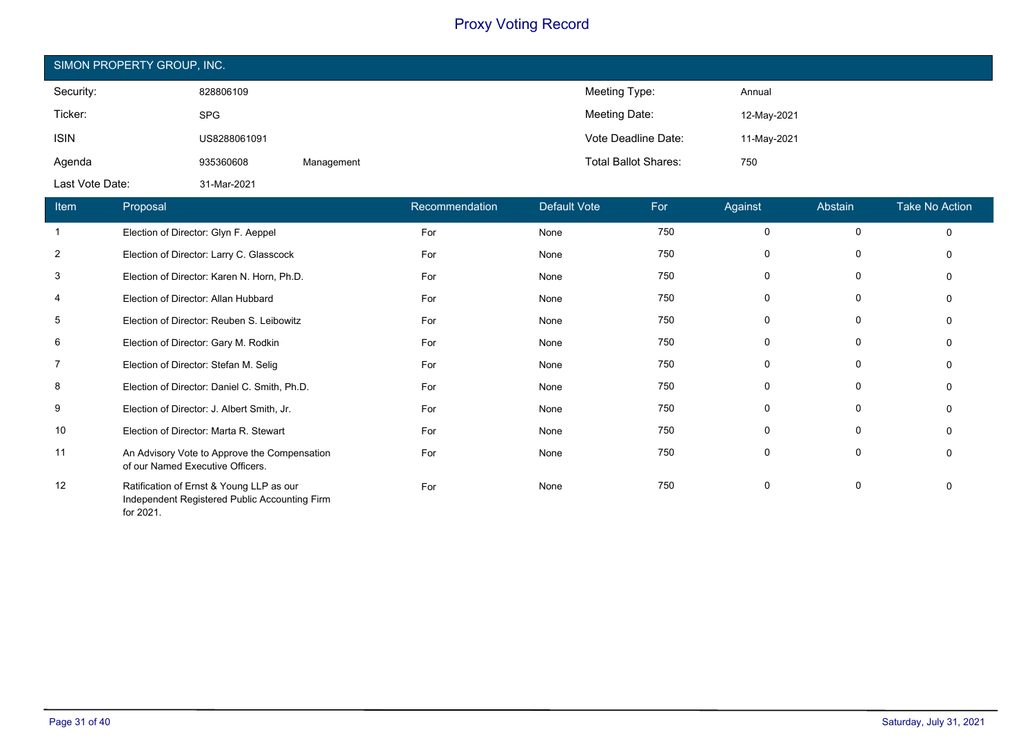# Proxy Voting Record

## SIMON PROPERTY GROUP, INC.

| | | | | |
|---|---|---|---|---|
| Security: | 828806109 | | Meeting Type: | Annual |
| Ticker: | SPG | | Meeting Date: | 12-May-2021 |
| ISIN | US8288061091 | | Vote Deadline Date: | 11-May-2021 |
| Agenda | 935360608 | Management | Total Ballot Shares: | 750 |
| Last Vote Date: | 31-Mar-2021 | | | |

| Item | Proposal | Recommendation | Default Vote | For | Against | Abstain | Take No Action |
|---|---|---|---|---|---|---|---|
| 1 | Election of Director: Glyn F. Aeppel | For | None | 750 | 0 | 0 | 0 |
| 2 | Election of Director: Larry C. Glasscock | For | None | 750 | 0 | 0 | 0 |
| 3 | Election of Director: Karen N. Horn, Ph.D. | For | None | 750 | 0 | 0 | 0 |
| 4 | Election of Director: Allan Hubbard | For | None | 750 | 0 | 0 | 0 |
| 5 | Election of Director: Reuben S. Leibowitz | For | None | 750 | 0 | 0 | 0 |
| 6 | Election of Director: Gary M. Rodkin | For | None | 750 | 0 | 0 | 0 |
| 7 | Election of Director: Stefan M. Selig | For | None | 750 | 0 | 0 | 0 |
| 8 | Election of Director: Daniel C. Smith, Ph.D. | For | None | 750 | 0 | 0 | 0 |
| 9 | Election of Director: J. Albert Smith, Jr. | For | None | 750 | 0 | 0 | 0 |
| 10 | Election of Director: Marta R. Stewart | For | None | 750 | 0 | 0 | 0 |
| 11 | An Advisory Vote to Approve the Compensation of our Named Executive Officers. | For | None | 750 | 0 | 0 | 0 |
| 12 | Ratification of Ernst & Young LLP as our Independent Registered Public Accounting Firm for 2021. | For | None | 750 | 0 | 0 | 0 |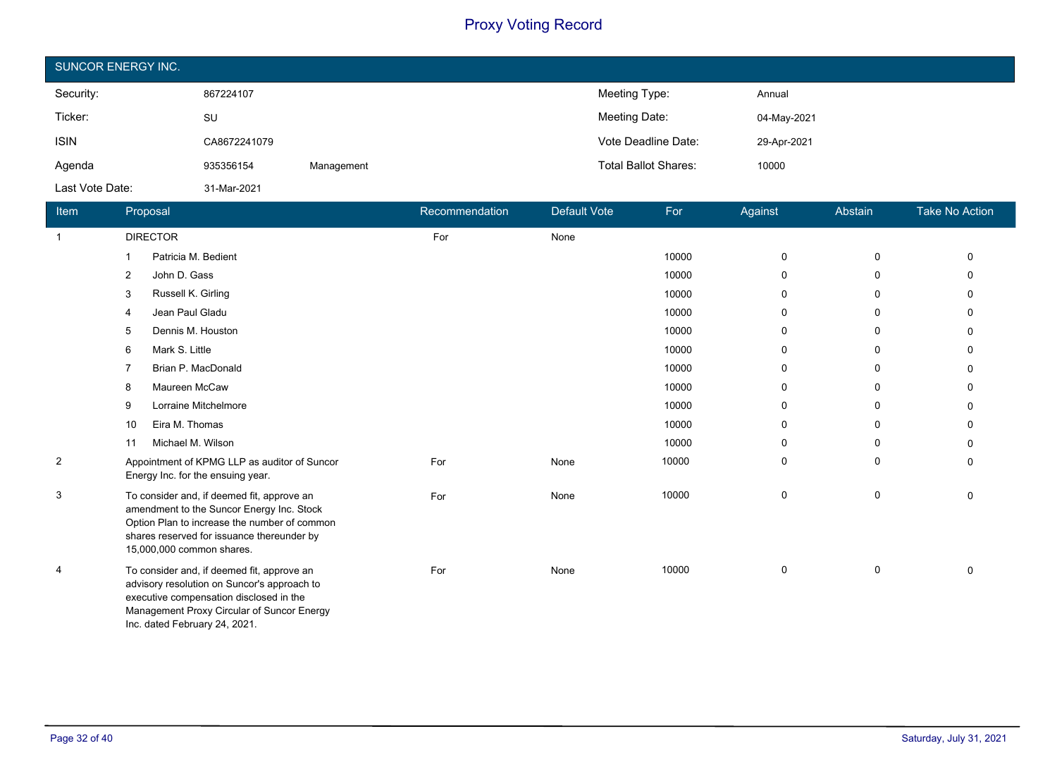# Proxy Voting Record

## SUNCOR ENERGY INC.

| | | | | |
|---|---|---|---|---|
| Security: | 867224107 | | Meeting Type: | Annual |
| Ticker: | SU | | Meeting Date: | 04-May-2021 |
| ISIN | CA8672241079 | | Vote Deadline Date: | 29-Apr-2021 |
| Agenda | 935356154 | Management | Total Ballot Shares: | 10000 |
| Last Vote Date: | 31-Mar-2021 | | | |

| Item | Proposal | Recommendation | Default Vote | For | Against | Abstain | Take No Action |
|---|---|---|---|---|---|---|---|
| 1 | DIRECTOR | For | None | | | | |
| | 1 Patricia M. Bedient | | | 10000 | 0 | 0 | 0 |
| | 2 John D. Gass | | | 10000 | 0 | 0 | 0 |
| | 3 Russell K. Girling | | | 10000 | 0 | 0 | 0 |
| | 4 Jean Paul Gladu | | | 10000 | 0 | 0 | 0 |
| | 5 Dennis M. Houston | | | 10000 | 0 | 0 | 0 |
| | 6 Mark S. Little | | | 10000 | 0 | 0 | 0 |
| | 7 Brian P. MacDonald | | | 10000 | 0 | 0 | 0 |
| | 8 Maureen McCaw | | | 10000 | 0 | 0 | 0 |
| | 9 Lorraine Mitchelmore | | | 10000 | 0 | 0 | 0 |
| | 10 Eira M. Thomas | | | 10000 | 0 | 0 | 0 |
| | 11 Michael M. Wilson | | | 10000 | 0 | 0 | 0 |
| 2 | Appointment of KPMG LLP as auditor of Suncor Energy Inc. for the ensuing year. | For | None | 10000 | 0 | 0 | 0 |
| 3 | To consider and, if deemed fit, approve an amendment to the Suncor Energy Inc. Stock Option Plan to increase the number of common shares reserved for issuance thereunder by 15,000,000 common shares. | For | None | 10000 | 0 | 0 | 0 |
| 4 | To consider and, if deemed fit, approve an advisory resolution on Suncor's approach to executive compensation disclosed in the Management Proxy Circular of Suncor Energy Inc. dated February 24, 2021. | For | None | 10000 | 0 | 0 | 0 |

Saturday, July 31, 2021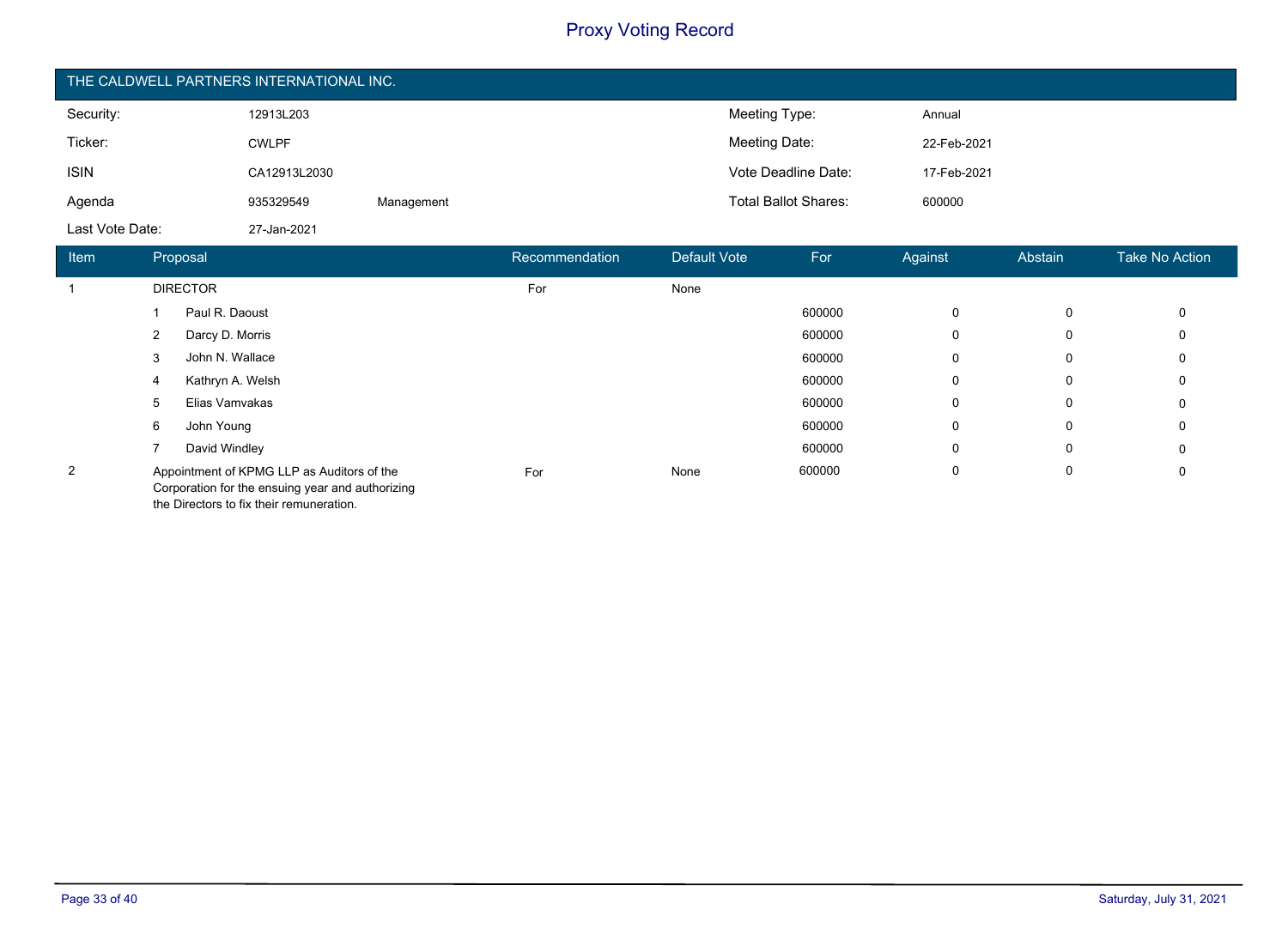# Proxy Voting Record

## THE CALDWELL PARTNERS INTERNATIONAL INC.

| | | | | |
|---|---|---|---|---|
| Security: | 12913L203 | | Meeting Type: | Annual |
| Ticker: | CWLPF | | Meeting Date: | 22-Feb-2021 |
| ISIN | CA12913L2030 | | Vote Deadline Date: | 17-Feb-2021 |
| Agenda | 935329549 | Management | Total Ballot Shares: | 600000 |
| Last Vote Date: | 27-Jan-2021 | | | |

| Item | Proposal | Recommendation | Default Vote | For | Against | Abstain | Take No Action |
|---|---|---|---|---|---|---|---|
| 1 | DIRECTOR | For | None | | | | |
| | 1 Paul R. Daoust | | | 600000 | 0 | 0 | 0 |
| | 2 Darcy D. Morris | | | 600000 | 0 | 0 | 0 |
| | 3 John N. Wallace | | | 600000 | 0 | 0 | 0 |
| | 4 Kathryn A. Welsh | | | 600000 | 0 | 0 | 0 |
| | 5 Elias Vamvakas | | | 600000 | 0 | 0 | 0 |
| | 6 John Young | | | 600000 | 0 | 0 | 0 |
| | 7 David Windley | | | 600000 | 0 | 0 | 0 |
| 2 | Appointment of KPMG LLP as Auditors of the Corporation for the ensuing year and authorizing the Directors to fix their remuneration. | For | None | 600000 | 0 | 0 | 0 |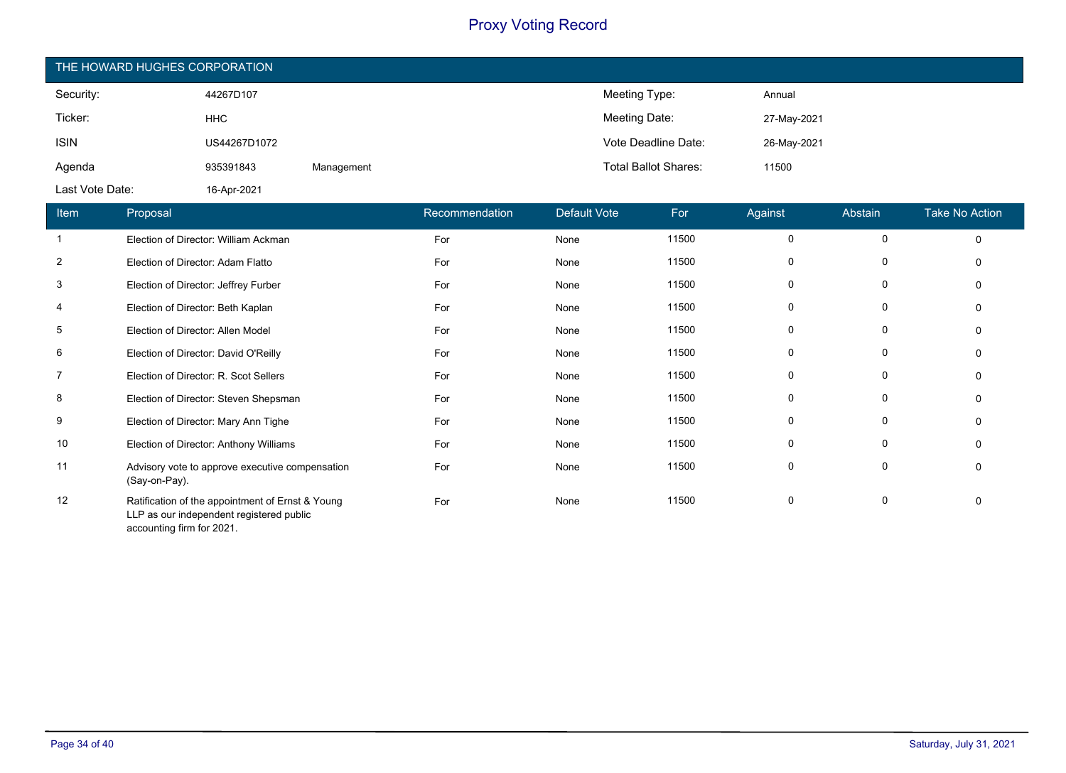# Proxy Voting Record

## THE HOWARD HUGHES CORPORATION

| | | | | |
|---|---|---|---|---|
| Security: | 44267D107 | | Meeting Type: | Annual |
| Ticker: | HHC | | Meeting Date: | 27-May-2021 |
| ISIN | US44267D1072 | | Vote Deadline Date: | 26-May-2021 |
| Agenda | 935391843 | Management | Total Ballot Shares: | 11500 |
| Last Vote Date: | 16-Apr-2021 | | | |

| Item | Proposal | Recommendation | Default Vote | For | Against | Abstain | Take No Action |
|---|---|---|---|---|---|---|---|
| 1 | Election of Director: William Ackman | For | None | 11500 | 0 | 0 | 0 |
| 2 | Election of Director: Adam Flatto | For | None | 11500 | 0 | 0 | 0 |
| 3 | Election of Director: Jeffrey Furber | For | None | 11500 | 0 | 0 | 0 |
| 4 | Election of Director: Beth Kaplan | For | None | 11500 | 0 | 0 | 0 |
| 5 | Election of Director: Allen Model | For | None | 11500 | 0 | 0 | 0 |
| 6 | Election of Director: David O'Reilly | For | None | 11500 | 0 | 0 | 0 |
| 7 | Election of Director: R. Scot Sellers | For | None | 11500 | 0 | 0 | 0 |
| 8 | Election of Director: Steven Shepsman | For | None | 11500 | 0 | 0 | 0 |
| 9 | Election of Director: Mary Ann Tighe | For | None | 11500 | 0 | 0 | 0 |
| 10 | Election of Director: Anthony Williams | For | None | 11500 | 0 | 0 | 0 |
| 11 | Advisory vote to approve executive compensation (Say-on-Pay). | For | None | 11500 | 0 | 0 | 0 |
| 12 | Ratification of the appointment of Ernst & Young LLP as our independent registered public accounting firm for 2021. | For | None | 11500 | 0 | 0 | 0 |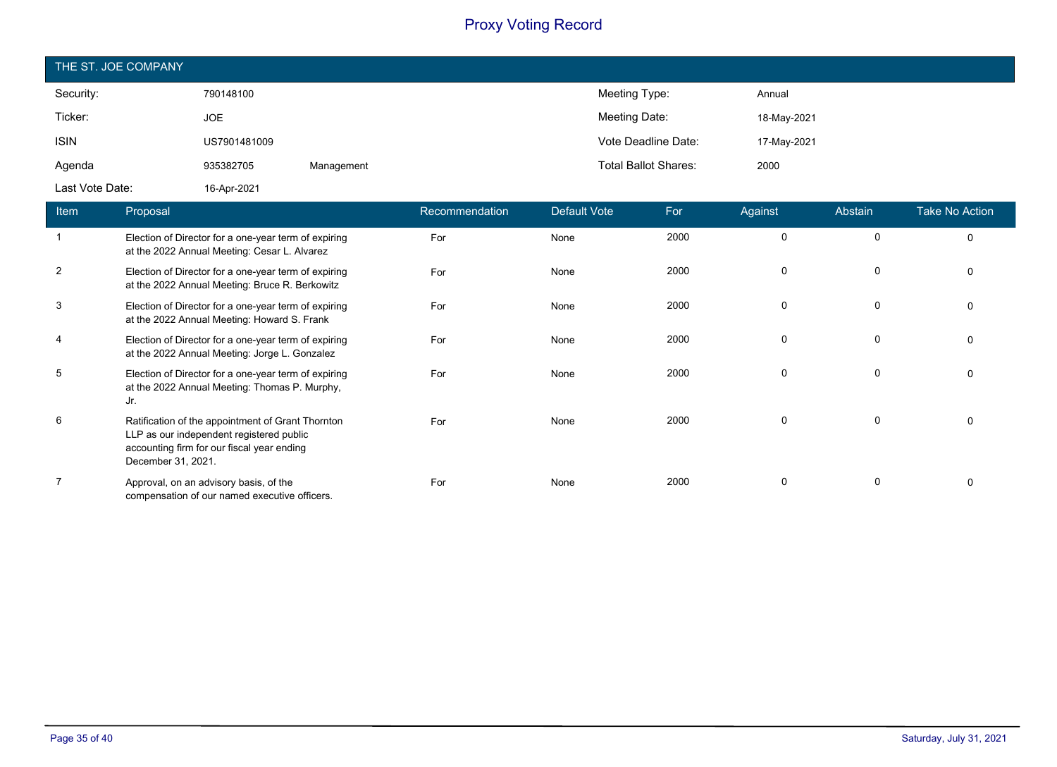# Proxy Voting Record

## THE ST. JOE COMPANY

| | | | | |
|---|---|---|---|---|
| Security: | 790148100 | | Meeting Type: | Annual |
| Ticker: | JOE | | Meeting Date: | 18-May-2021 |
| ISIN | US7901481009 | | Vote Deadline Date: | 17-May-2021 |
| Agenda | 935382705 | Management | Total Ballot Shares: | 2000 |
| Last Vote Date: | 16-Apr-2021 | | | |

| Item | Proposal | Recommendation | Default Vote | For | Against | Abstain | Take No Action |
|---|---|---|---|---|---|---|---|
| 1 | Election of Director for a one-year term of expiring at the 2022 Annual Meeting: Cesar L. Alvarez | For | None | 2000 | 0 | 0 | 0 |
| 2 | Election of Director for a one-year term of expiring at the 2022 Annual Meeting: Bruce R. Berkowitz | For | None | 2000 | 0 | 0 | 0 |
| 3 | Election of Director for a one-year term of expiring at the 2022 Annual Meeting: Howard S. Frank | For | None | 2000 | 0 | 0 | 0 |
| 4 | Election of Director for a one-year term of expiring at the 2022 Annual Meeting: Jorge L. Gonzalez | For | None | 2000 | 0 | 0 | 0 |
| 5 | Election of Director for a one-year term of expiring at the 2022 Annual Meeting: Thomas P. Murphy, Jr. | For | None | 2000 | 0 | 0 | 0 |
| 6 | Ratification of the appointment of Grant Thornton LLP as our independent registered public accounting firm for our fiscal year ending December 31, 2021. | For | None | 2000 | 0 | 0 | 0 |
| 7 | Approval, on an advisory basis, of the compensation of our named executive officers. | For | None | 2000 | 0 | 0 | 0 |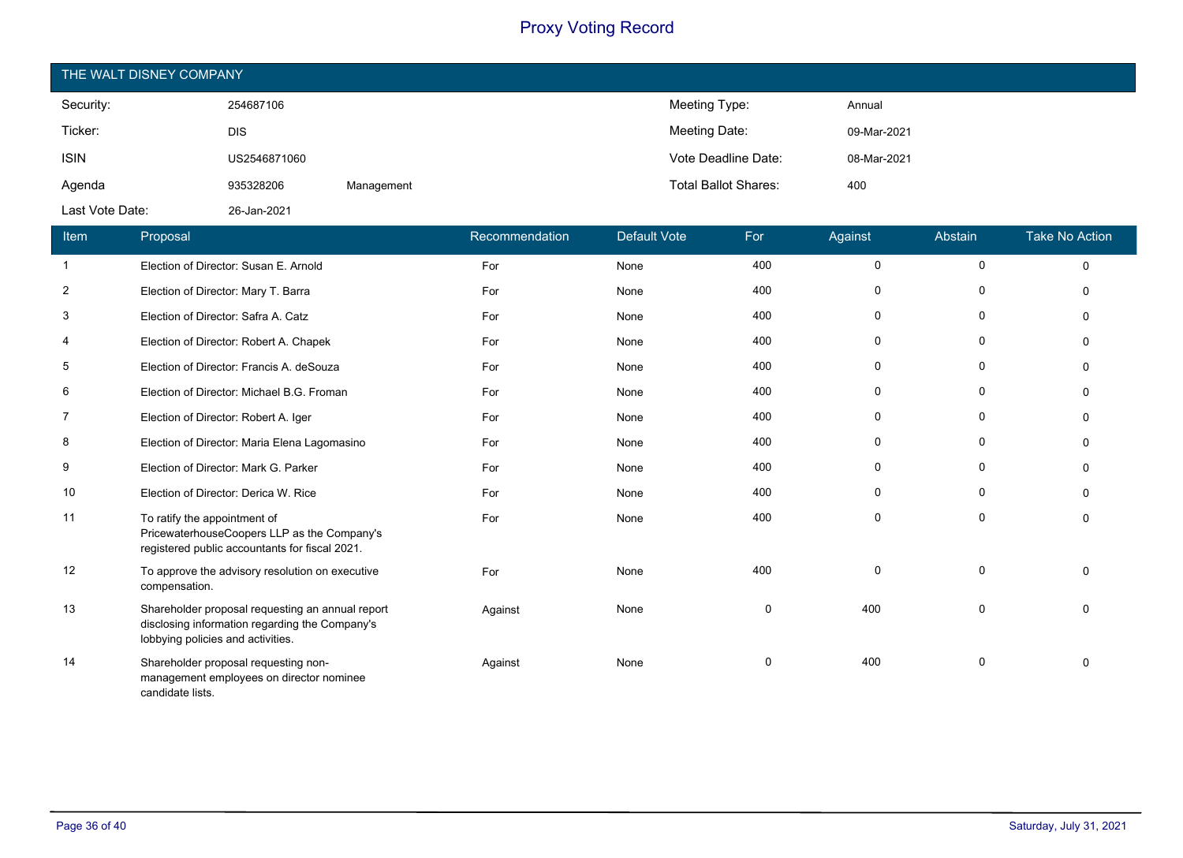# Proxy Voting Record

## THE WALT DISNEY COMPANY

| | | | | |
|---|---|---|---|---|
| Security: | 254687106 | | Meeting Type: | Annual |
| Ticker: | DIS | | Meeting Date: | 09-Mar-2021 |
| ISIN | US2546871060 | | Vote Deadline Date: | 08-Mar-2021 |
| Agenda | 935328206 | Management | Total Ballot Shares: | 400 |
| Last Vote Date: | 26-Jan-2021 | | | |

| Item | Proposal | Recommendation | Default Vote | For | Against | Abstain | Take No Action |
|---|---|---|---|---|---|---|---|
| 1 | Election of Director: Susan E. Arnold | For | None | 400 | 0 | 0 | 0 |
| 2 | Election of Director: Mary T. Barra | For | None | 400 | 0 | 0 | 0 |
| 3 | Election of Director: Safra A. Catz | For | None | 400 | 0 | 0 | 0 |
| 4 | Election of Director: Robert A. Chapek | For | None | 400 | 0 | 0 | 0 |
| 5 | Election of Director: Francis A. deSouza | For | None | 400 | 0 | 0 | 0 |
| 6 | Election of Director: Michael B.G. Froman | For | None | 400 | 0 | 0 | 0 |
| 7 | Election of Director: Robert A. Iger | For | None | 400 | 0 | 0 | 0 |
| 8 | Election of Director: Maria Elena Lagomasino | For | None | 400 | 0 | 0 | 0 |
| 9 | Election of Director: Mark G. Parker | For | None | 400 | 0 | 0 | 0 |
| 10 | Election of Director: Derica W. Rice | For | None | 400 | 0 | 0 | 0 |
| 11 | To ratify the appointment of PricewaterhouseCoopers LLP as the Company's registered public accountants for fiscal 2021. | For | None | 400 | 0 | 0 | 0 |
| 12 | To approve the advisory resolution on executive compensation. | For | None | 400 | 0 | 0 | 0 |
| 13 | Shareholder proposal requesting an annual report disclosing information regarding the Company's lobbying policies and activities. | Against | None | 0 | 400 | 0 | 0 |
| 14 | Shareholder proposal requesting non-management employees on director nominee candidate lists. | Against | None | 0 | 400 | 0 | 0 |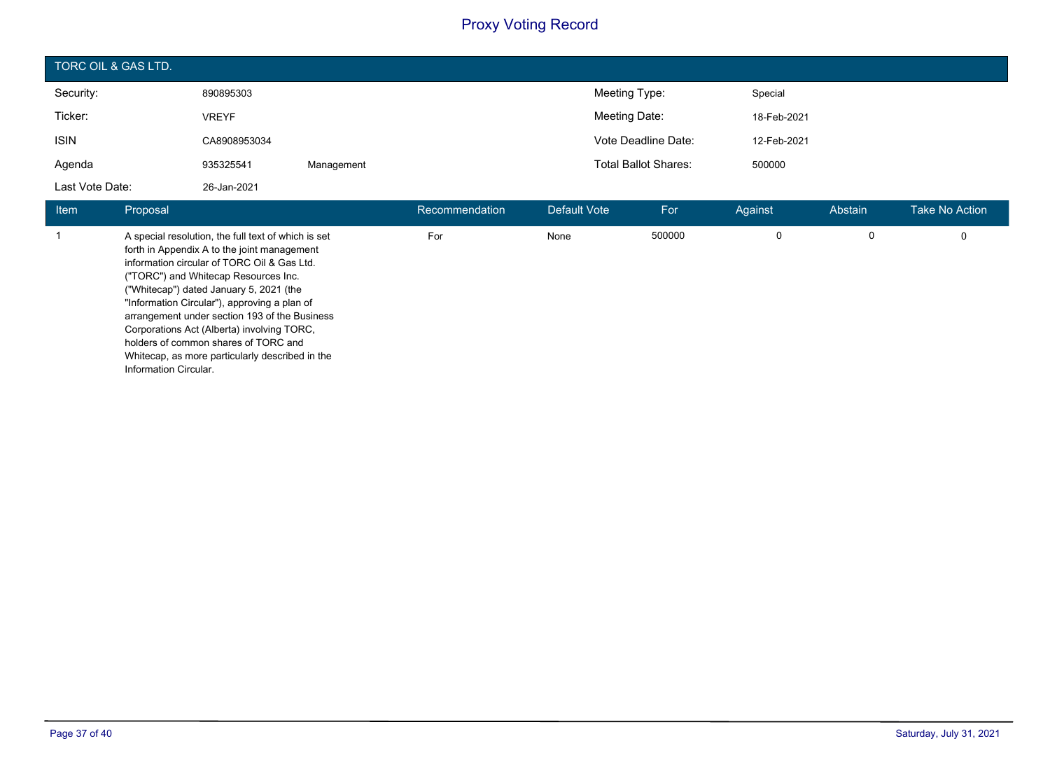# Proxy Voting Record

## TORC OIL & GAS LTD.

| | | | | |
|---|---|---|---|---|
| Security: | 890895303 | | Meeting Type: | Special |
| Ticker: | VREYF | | Meeting Date: | 18-Feb-2021 |
| ISIN | CA8908953034 | | Vote Deadline Date: | 12-Feb-2021 |
| Agenda | 935325541 | Management | Total Ballot Shares: | 500000 |
| Last Vote Date: | 26-Jan-2021 | | | |

| Item | Proposal | Recommendation | Default Vote | For | Against | Abstain | Take No Action |
|---|---|---|---|---|---|---|---|
| 1 | A special resolution, the full text of which is set forth in Appendix A to the joint management information circular of TORC Oil & Gas Ltd. ("TORC") and Whitecap Resources Inc. ("Whitecap") dated January 5, 2021 (the "Information Circular"), approving a plan of arrangement under section 193 of the Business Corporations Act (Alberta) involving TORC, holders of common shares of TORC and Whitecap, as more particularly described in the Information Circular. | For | None | 500000 | 0 | 0 | 0 |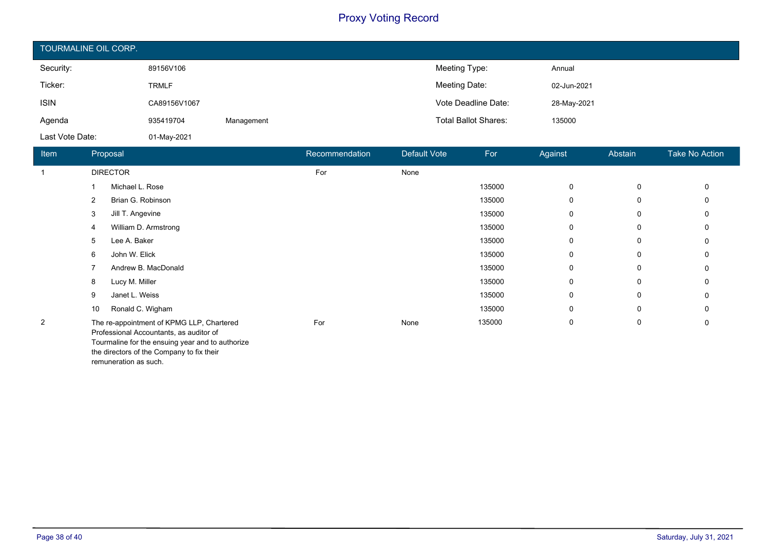# Proxy Voting Record

## TOURMALINE OIL CORP.

| | | | | |
|---|---|---|---|---|
| Security: | 89156V106 | | Meeting Type: | Annual |
| Ticker: | TRMLF | | Meeting Date: | 02-Jun-2021 |
| ISIN | CA89156V1067 | | Vote Deadline Date: | 28-May-2021 |
| Agenda | 935419704 | Management | Total Ballot Shares: | 135000 |
| Last Vote Date: | 01-May-2021 | | | |

| Item | Proposal | Recommendation | Default Vote | For | Against | Abstain | Take No Action |
|---|---|---|---|---|---|---|---|
| 1 | DIRECTOR | For | None | | | | |
| | 1 Michael L. Rose | | | 135000 | 0 | 0 | 0 |
| | 2 Brian G. Robinson | | | 135000 | 0 | 0 | 0 |
| | 3 Jill T. Angevine | | | 135000 | 0 | 0 | 0 |
| | 4 William D. Armstrong | | | 135000 | 0 | 0 | 0 |
| | 5 Lee A. Baker | | | 135000 | 0 | 0 | 0 |
| | 6 John W. Elick | | | 135000 | 0 | 0 | 0 |
| | 7 Andrew B. MacDonald | | | 135000 | 0 | 0 | 0 |
| | 8 Lucy M. Miller | | | 135000 | 0 | 0 | 0 |
| | 9 Janet L. Weiss | | | 135000 | 0 | 0 | 0 |
| | 10 Ronald C. Wigham | | | 135000 | 0 | 0 | 0 |
| 2 | The re-appointment of KPMG LLP, Chartered Professional Accountants, as auditor of Tourmaline for the ensuing year and to authorize the directors of the Company to fix their remuneration as such. | For | None | 135000 | 0 | 0 | 0 |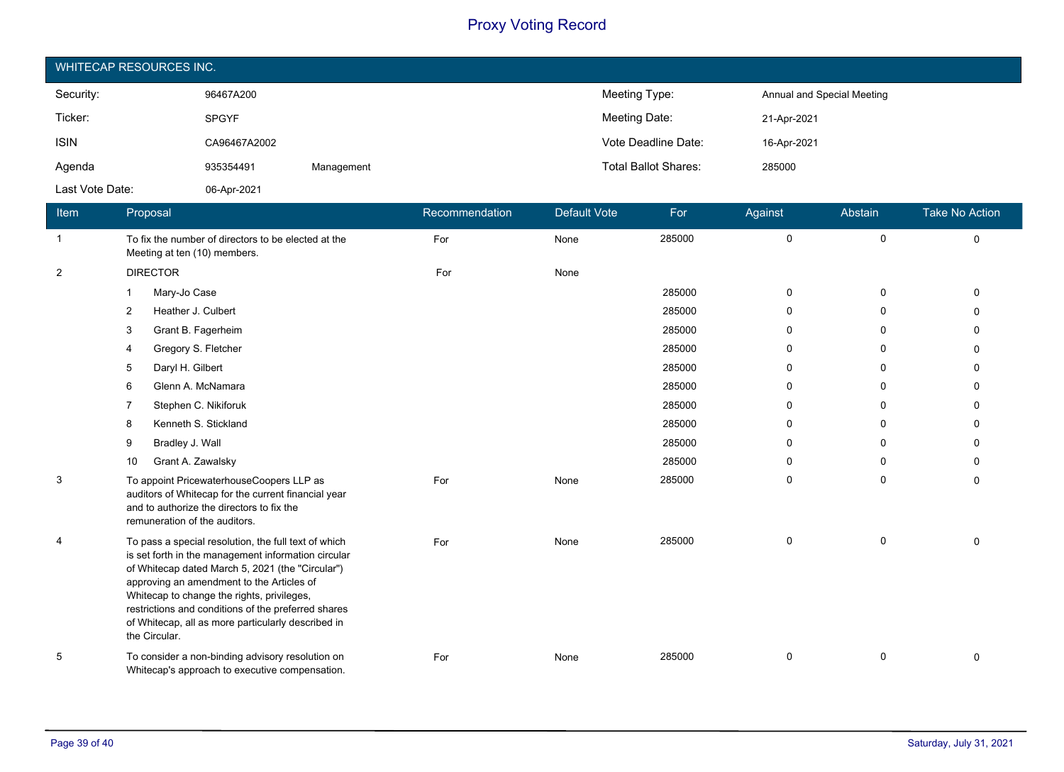# Proxy Voting Record

## WHITECAP RESOURCES INC.

| | | | | |
|---|---|---|---|---|
| Security: | 96467A200 | | Meeting Type: | Annual and Special Meeting |
| Ticker: | SPGYF | | Meeting Date: | 21-Apr-2021 |
| ISIN | CA96467A2002 | | Vote Deadline Date: | 16-Apr-2021 |
| Agenda | 935354491 | Management | Total Ballot Shares: | 285000 |
| Last Vote Date: | 06-Apr-2021 | | | |

| Item | Proposal | Recommendation | Default Vote | For | Against | Abstain | Take No Action |
|---|---|---|---|---|---|---|---|
| 1 | To fix the number of directors to be elected at the Meeting at ten (10) members. | For | None | 285000 | 0 | 0 | 0 |
| 2 | DIRECTOR | For | None | | | | |
| | 1 Mary-Jo Case | | | 285000 | 0 | 0 | 0 |
| | 2 Heather J. Culbert | | | 285000 | 0 | 0 | 0 |
| | 3 Grant B. Fagerheim | | | 285000 | 0 | 0 | 0 |
| | 4 Gregory S. Fletcher | | | 285000 | 0 | 0 | 0 |
| | 5 Daryl H. Gilbert | | | 285000 | 0 | 0 | 0 |
| | 6 Glenn A. McNamara | | | 285000 | 0 | 0 | 0 |
| | 7 Stephen C. Nikiforuk | | | 285000 | 0 | 0 | 0 |
| | 8 Kenneth S. Stickland | | | 285000 | 0 | 0 | 0 |
| | 9 Bradley J. Wall | | | 285000 | 0 | 0 | 0 |
| | 10 Grant A. Zawalsky | | | 285000 | 0 | 0 | 0 |
| 3 | To appoint PricewaterhouseCoopers LLP as auditors of Whitecap for the current financial year and to authorize the directors to fix the remuneration of the auditors. | For | None | 285000 | 0 | 0 | 0 |
| 4 | To pass a special resolution, the full text of which is set forth in the management information circular of Whitecap dated March 5, 2021 (the "Circular") approving an amendment to the Articles of Whitecap to change the rights, privileges, restrictions and conditions of the preferred shares of Whitecap, all as more particularly described in the Circular. | For | None | 285000 | 0 | 0 | 0 |
| 5 | To consider a non-binding advisory resolution on Whitecap's approach to executive compensation. | For | None | 285000 | 0 | 0 | 0 |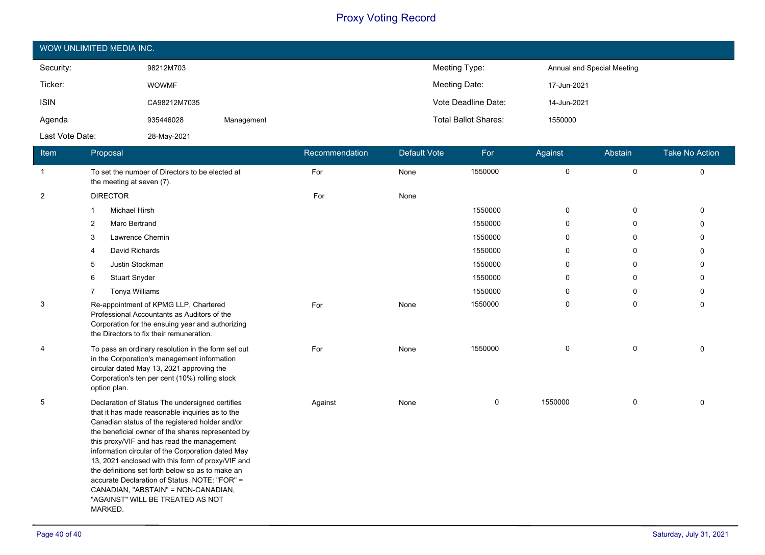# Proxy Voting Record

## WOW UNLIMITED MEDIA INC.

| | | | | |
|---|---|---|---|---|
| Security: | 98212M703 | | Meeting Type: | Annual and Special Meeting |
| Ticker: | WOWMF | | Meeting Date: | 17-Jun-2021 |
| ISIN | CA98212M7035 | | Vote Deadline Date: | 14-Jun-2021 |
| Agenda | 935446028 | Management | Total Ballot Shares: | 1550000 |
| Last Vote Date: | 28-May-2021 | | | |

| Item | Proposal | Recommendation | Default Vote | For | Against | Abstain | Take No Action |
|---|---|---|---|---|---|---|---|
| 1 | To set the number of Directors to be elected at the meeting at seven (7). | For | None | 1550000 | 0 | 0 | 0 |
| 2 | DIRECTOR | For | None | | | | |
| | 1 Michael Hirsh | | | 1550000 | 0 | 0 | 0 |
| | 2 Marc Bertrand | | | 1550000 | 0 | 0 | 0 |
| | 3 Lawrence Chernin | | | 1550000 | 0 | 0 | 0 |
| | 4 David Richards | | | 1550000 | 0 | 0 | 0 |
| | 5 Justin Stockman | | | 1550000 | 0 | 0 | 0 |
| | 6 Stuart Snyder | | | 1550000 | 0 | 0 | 0 |
| | 7 Tonya Williams | | | 1550000 | 0 | 0 | 0 |
| 3 | Re-appointment of KPMG LLP, Chartered Professional Accountants as Auditors of the Corporation for the ensuing year and authorizing the Directors to fix their remuneration. | For | None | 1550000 | 0 | 0 | 0 |
| 4 | To pass an ordinary resolution in the form set out in the Corporation's management information circular dated May 13, 2021 approving the Corporation's ten per cent (10%) rolling stock option plan. | For | None | 1550000 | 0 | 0 | 0 |
| 5 | Declaration of Status The undersigned certifies that it has made reasonable inquiries as to the Canadian status of the registered holder and/or the beneficial owner of the shares represented by this proxy/VIF and has read the management information circular of the Corporation dated May 13, 2021 enclosed with this form of proxy/VIF and the definitions set forth below so as to make an accurate Declaration of Status. NOTE: "FOR" = CANADIAN, "ABSTAIN" = NON-CANADIAN, "AGAINST" WILL BE TREATED AS NOT MARKED. | Against | None | 0 | 1550000 | 0 | 0 |